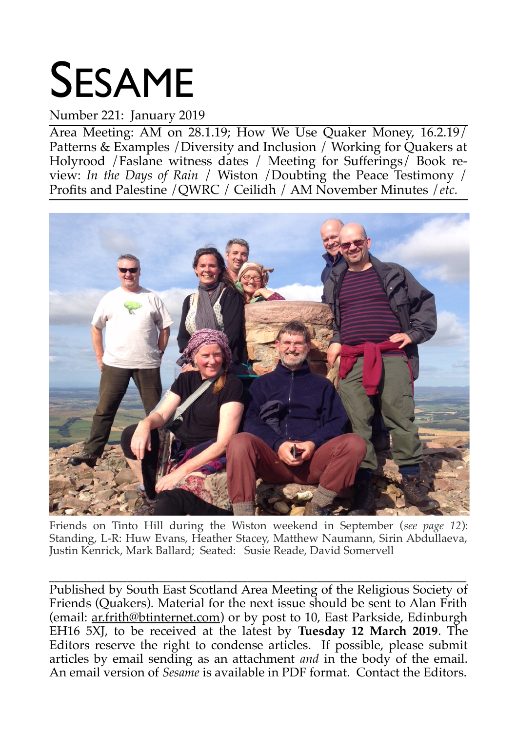# SESAME

Number 221: January 2019

Area Meeting: AM on 28.1.19; How We Use Quaker Money, 16.2.19/ Patterns & Examples /Diversity and Inclusion / Working for Quakers at Holyrood /Faslane witness dates / Meeting for Sufferings/ Book review: *In the Days of Rain* / Wiston /Doubting the Peace Testimony / Profits and Palestine /QWRC / Ceilidh / AM November Minutes /*etc.*

Friends on Tinto Hill during the Wiston weekend in September (*see page 12*): Standing, L-R: Huw Evans, Heather Stacey, Matthew Naumann, Sirin Abdullaeva, Justin Kenrick, Mark Ballard; Seated: Susie Reade, David Somervell

---

Published by South East Scotland Area Meeting of the Religious Society of Friends (Quakers). Material for the next issue should be sent to Alan Frith (email: ar.frith@btinternet.com) or by post to 10, East Parkside, Edinburgh EH16 5XJ, to be received at the latest by **Tuesday 12 March 2019**. The Editors reserve the right to condense articles. If possible, please submit articles by email sending as an attachment *and* in the body of the email. An email version of *Sesame* is available in PDF format. Contact the Editors.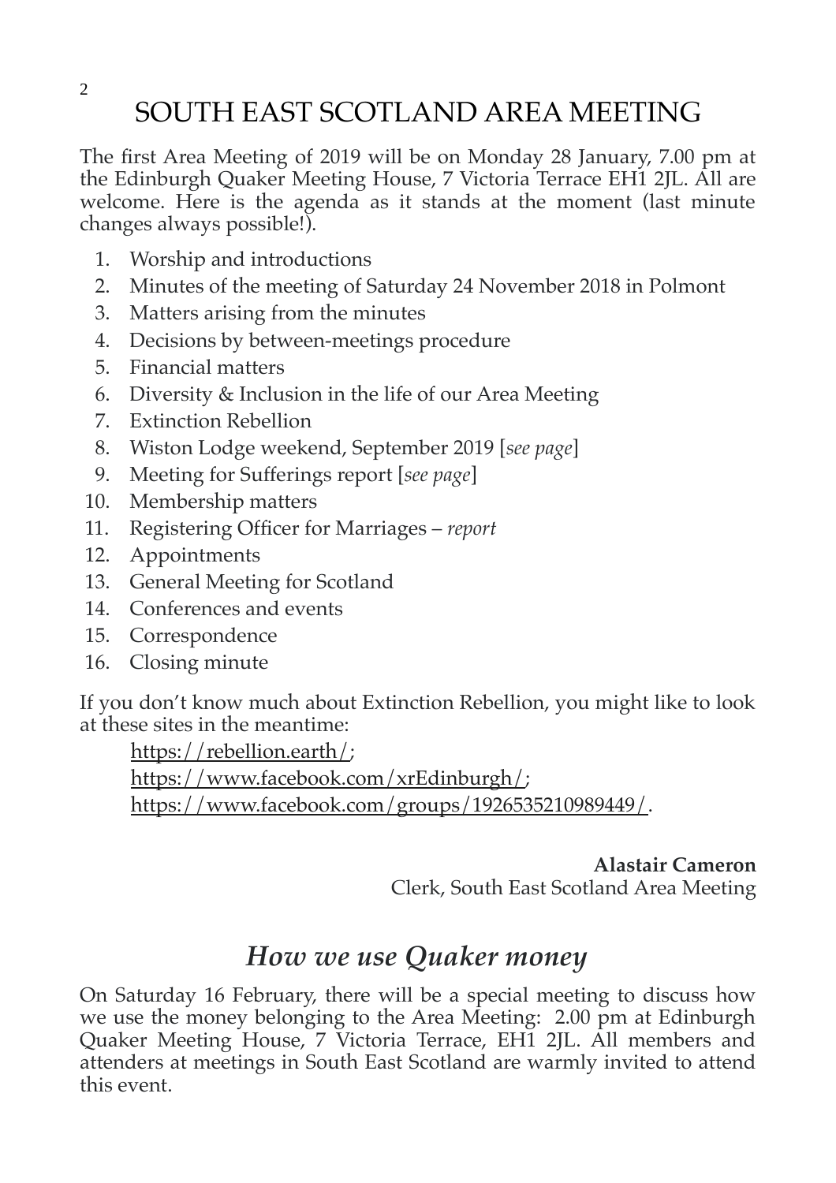# SOUTH EAST SCOTLAND AREA MEETING

The first Area Meeting of 2019 will be on Monday 28 January, 7.00 pm at the Edinburgh Quaker Meeting House, 7 Victoria Terrace EH1 2JL. All are welcome. Here is the agenda as it stands at the moment (last minute changes always possible!).

1. Worship and introductions
2. Minutes of the meeting of Saturday 24 November 2018 in Polmont
3. Matters arising from the minutes
4. Decisions by between-meetings procedure
5. Financial matters
6. Diversity & Inclusion in the life of our Area Meeting
7. Extinction Rebellion
8. Wiston Lodge weekend, September 2019 [*see page*]
9. Meeting for Sufferings report [*see page*]
10. Membership matters
11. Registering Officer for Marriages – *report*
12. Appointments
13. General Meeting for Scotland
14. Conferences and events
15. Correspondence
16. Closing minute

If you don't know much about Extinction Rebellion, you might like to look at these sites in the meantime:

https://rebellion.earth/;
https://www.facebook.com/xrEdinburgh/;
https://www.facebook.com/groups/1926535210989449/.

**Alastair Cameron**
Clerk, South East Scotland Area Meeting

## *How we use Quaker money*

On Saturday 16 February, there will be a special meeting to discuss how we use the money belonging to the Area Meeting: 2.00 pm at Edinburgh Quaker Meeting House, 7 Victoria Terrace, EH1 2JL. All members and attenders at meetings in South East Scotland are warmly invited to attend this event.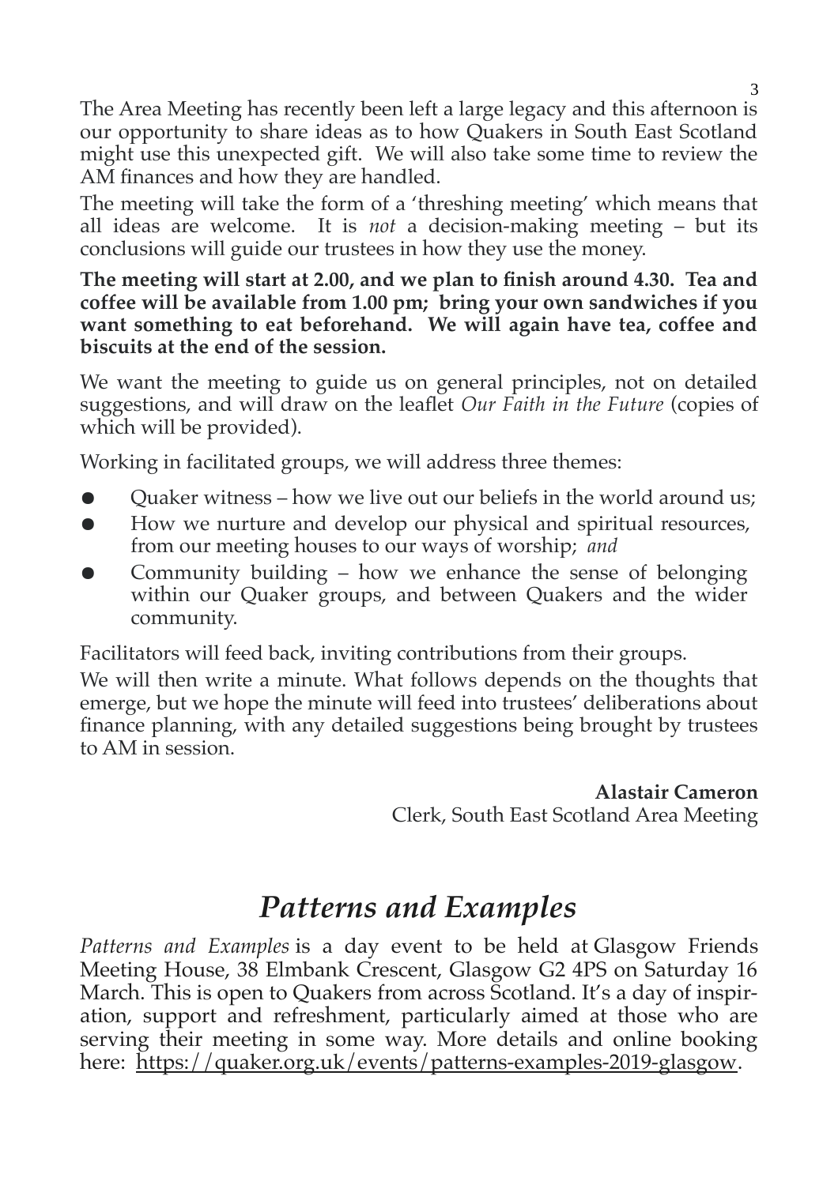The Area Meeting has recently been left a large legacy and this afternoon is our opportunity to share ideas as to how Quakers in South East Scotland might use this unexpected gift. We will also take some time to review the AM finances and how they are handled.

The meeting will take the form of a 'threshing meeting' which means that all ideas are welcome. It is *not* a decision-making meeting – but its conclusions will guide our trustees in how they use the money.

**The meeting will start at 2.00, and we plan to finish around 4.30. Tea and coffee will be available from 1.00 pm; bring your own sandwiches if you want something to eat beforehand. We will again have tea, coffee and biscuits at the end of the session.**

We want the meeting to guide us on general principles, not on detailed suggestions, and will draw on the leaflet *Our Faith in the Future* (copies of which will be provided).

Working in facilitated groups, we will address three themes:

- Quaker witness – how we live out our beliefs in the world around us;
- How we nurture and develop our physical and spiritual resources, from our meeting houses to our ways of worship; *and*
- Community building – how we enhance the sense of belonging within our Quaker groups, and between Quakers and the wider community.

Facilitators will feed back, inviting contributions from their groups.

We will then write a minute. What follows depends on the thoughts that emerge, but we hope the minute will feed into trustees' deliberations about finance planning, with any detailed suggestions being brought by trustees to AM in session.

**Alastair Cameron**
Clerk, South East Scotland Area Meeting

# *Patterns and Examples*

*Patterns and Examples* is a day event to be held at Glasgow Friends Meeting House, 38 Elmbank Crescent, Glasgow G2 4PS on Saturday 16 March. This is open to Quakers from across Scotland. It's a day of inspiration, support and refreshment, particularly aimed at those who are serving their meeting in some way. More details and online booking here: https://quaker.org.uk/events/patterns-examples-2019-glasgow.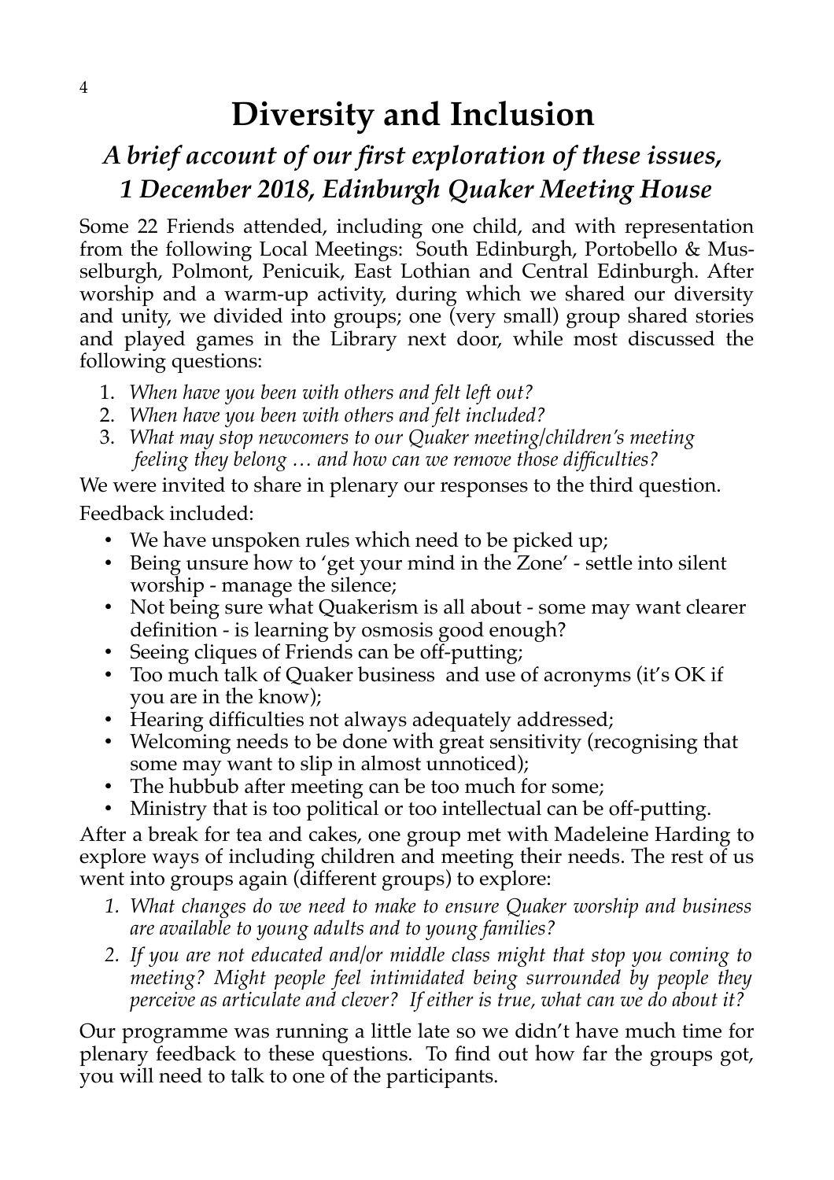# Diversity and Inclusion

## *A brief account of our first exploration of these issues, 1 December 2018, Edinburgh Quaker Meeting House*

Some 22 Friends attended, including one child, and with representation from the following Local Meetings: South Edinburgh, Portobello & Musselburgh, Polmont, Penicuik, East Lothian and Central Edinburgh. After worship and a warm-up activity, during which we shared our diversity and unity, we divided into groups; one (very small) group shared stories and played games in the Library next door, while most discussed the following questions:

1. *When have you been with others and felt left out?*
2. *When have you been with others and felt included?*
3. *What may stop newcomers to our Quaker meeting/children's meeting feeling they belong … and how can we remove those difficulties?*

We were invited to share in plenary our responses to the third question.

Feedback included:

- We have unspoken rules which need to be picked up;
- Being unsure how to 'get your mind in the Zone' - settle into silent worship - manage the silence;
- Not being sure what Quakerism is all about - some may want clearer definition - is learning by osmosis good enough?
- Seeing cliques of Friends can be off-putting;
- Too much talk of Quaker business and use of acronyms (it's OK if you are in the know);
- Hearing difficulties not always adequately addressed;
- Welcoming needs to be done with great sensitivity (recognising that some may want to slip in almost unnoticed);
- The hubbub after meeting can be too much for some;
- Ministry that is too political or too intellectual can be off-putting.

After a break for tea and cakes, one group met with Madeleine Harding to explore ways of including children and meeting their needs. The rest of us went into groups again (different groups) to explore:

1. *What changes do we need to make to ensure Quaker worship and business are available to young adults and to young families?*
2. *If you are not educated and/or middle class might that stop you coming to meeting? Might people feel intimidated being surrounded by people they perceive as articulate and clever? If either is true, what can we do about it?*

Our programme was running a little late so we didn't have much time for plenary feedback to these questions. To find out how far the groups got, you will need to talk to one of the participants.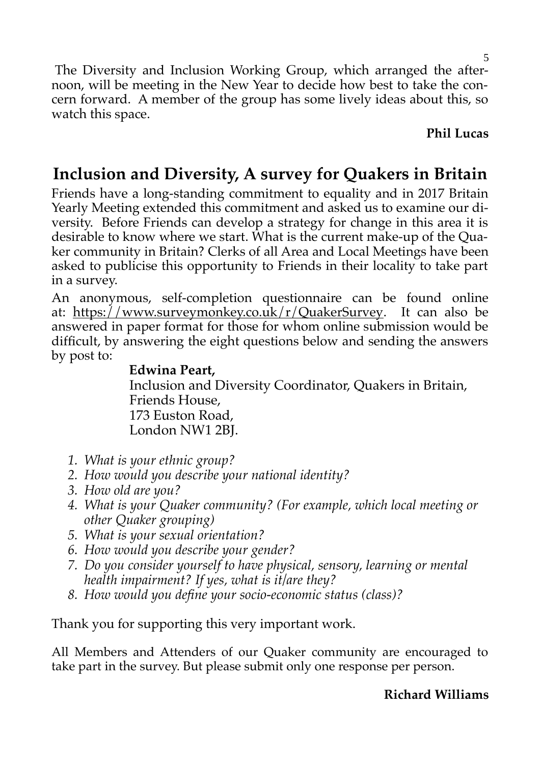The Diversity and Inclusion Working Group, which arranged the afternoon, will be meeting in the New Year to decide how best to take the concern forward. A member of the group has some lively ideas about this, so watch this space.

**Phil Lucas**

## Inclusion and Diversity, A survey for Quakers in Britain

Friends have a long-standing commitment to equality and in 2017 Britain Yearly Meeting extended this commitment and asked us to examine our diversity. Before Friends can develop a strategy for change in this area it is desirable to know where we start. What is the current make-up of the Quaker community in Britain? Clerks of all Area and Local Meetings have been asked to publicise this opportunity to Friends in their locality to take part in a survey.

An anonymous, self-completion questionnaire can be found online at: https://www.surveymonkey.co.uk/r/QuakerSurvey. It can also be answered in paper format for those for whom online submission would be difficult, by answering the eight questions below and sending the answers by post to:

**Edwina Peart,**
Inclusion and Diversity Coordinator, Quakers in Britain,
Friends House,
173 Euston Road,
London NW1 2BJ.

1. *What is your ethnic group?*
2. *How would you describe your national identity?*
3. *How old are you?*
4. *What is your Quaker community? (For example, which local meeting or other Quaker grouping)*
5. *What is your sexual orientation?*
6. *How would you describe your gender?*
7. *Do you consider yourself to have physical, sensory, learning or mental health impairment? If yes, what is it/are they?*
8. *How would you define your socio-economic status (class)?*

Thank you for supporting this very important work.

All Members and Attenders of our Quaker community are encouraged to take part in the survey. But please submit only one response per person.

**Richard Williams**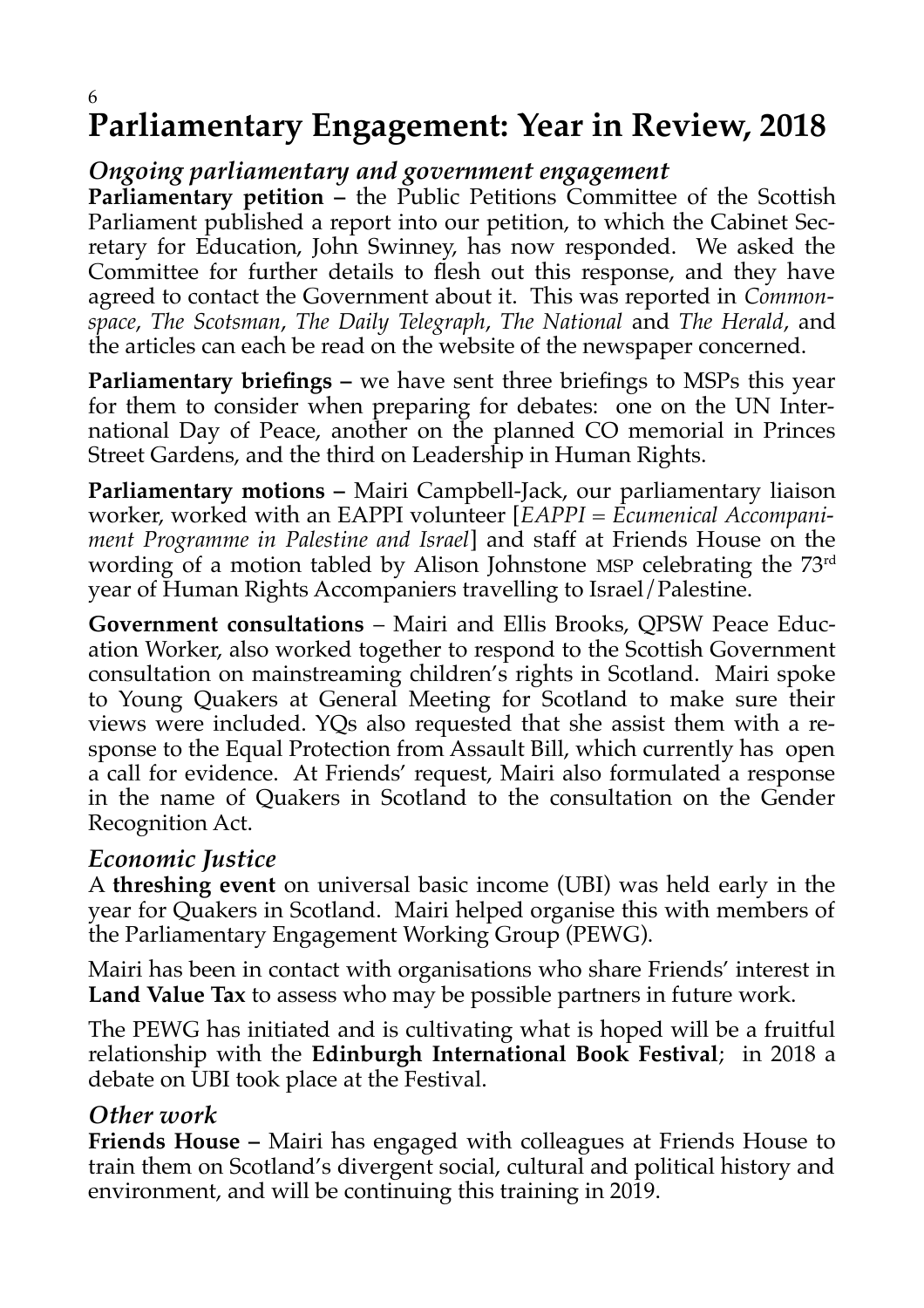# Parliamentary Engagement: Year in Review, 2018

## *Ongoing parliamentary and government engagement*

**Parliamentary petition –** the Public Petitions Committee of the Scottish Parliament published a report into our petition, to which the Cabinet Secretary for Education, John Swinney, has now responded. We asked the Committee for further details to flesh out this response, and they have agreed to contact the Government about it. This was reported in *Commonspace*, *The Scotsman*, *The Daily Telegraph*, *The National* and *The Herald*, and the articles can each be read on the website of the newspaper concerned.

**Parliamentary briefings –** we have sent three briefings to MSPs this year for them to consider when preparing for debates: one on the UN International Day of Peace, another on the planned CO memorial in Princes Street Gardens, and the third on Leadership in Human Rights.

**Parliamentary motions –** Mairi Campbell-Jack, our parliamentary liaison worker, worked with an EAPPI volunteer [*EAPPI = Ecumenical Accompaniment Programme in Palestine and Israel*] and staff at Friends House on the wording of a motion tabled by Alison Johnstone MSP celebrating the 73rd year of Human Rights Accompaniers travelling to Israel/Palestine.

**Government consultations** – Mairi and Ellis Brooks, QPSW Peace Education Worker, also worked together to respond to the Scottish Government consultation on mainstreaming children's rights in Scotland. Mairi spoke to Young Quakers at General Meeting for Scotland to make sure their views were included. YQs also requested that she assist them with a response to the Equal Protection from Assault Bill, which currently has open a call for evidence. At Friends' request, Mairi also formulated a response in the name of Quakers in Scotland to the consultation on the Gender Recognition Act.

## *Economic Justice*

A **threshing event** on universal basic income (UBI) was held early in the year for Quakers in Scotland. Mairi helped organise this with members of the Parliamentary Engagement Working Group (PEWG).

Mairi has been in contact with organisations who share Friends' interest in **Land Value Tax** to assess who may be possible partners in future work.

The PEWG has initiated and is cultivating what is hoped will be a fruitful relationship with the **Edinburgh International Book Festival**; in 2018 a debate on UBI took place at the Festival.

## *Other work*

**Friends House –** Mairi has engaged with colleagues at Friends House to train them on Scotland's divergent social, cultural and political history and environment, and will be continuing this training in 2019.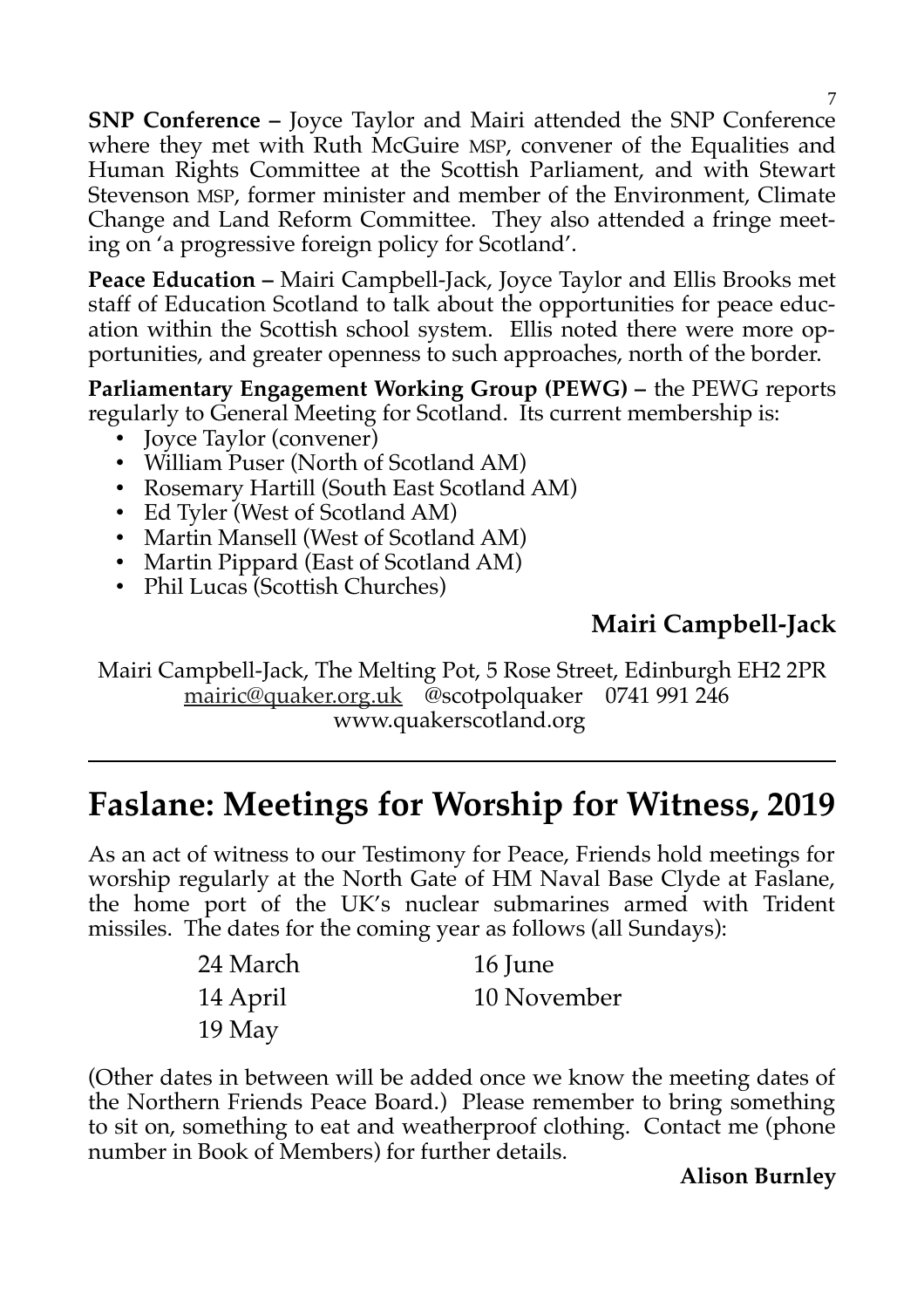**SNP Conference –** Joyce Taylor and Mairi attended the SNP Conference where they met with Ruth McGuire MSP, convener of the Equalities and Human Rights Committee at the Scottish Parliament, and with Stewart Stevenson MSP, former minister and member of the Environment, Climate Change and Land Reform Committee. They also attended a fringe meeting on 'a progressive foreign policy for Scotland'.

**Peace Education –** Mairi Campbell-Jack, Joyce Taylor and Ellis Brooks met staff of Education Scotland to talk about the opportunities for peace education within the Scottish school system. Ellis noted there were more opportunities, and greater openness to such approaches, north of the border.

**Parliamentary Engagement Working Group (PEWG) –** the PEWG reports regularly to General Meeting for Scotland. Its current membership is:

- Joyce Taylor (convener)
- William Puser (North of Scotland AM)
- Rosemary Hartill (South East Scotland AM)
- Ed Tyler (West of Scotland AM)
- Martin Mansell (West of Scotland AM)
- Martin Pippard (East of Scotland AM)
- Phil Lucas (Scottish Churches)

**Mairi Campbell-Jack**

Mairi Campbell-Jack, The Melting Pot, 5 Rose Street, Edinburgh EH2 2PR
mairic@quaker.org.uk @scotpolquaker 0741 991 246
www.quakerscotland.org

---

# Faslane: Meetings for Worship for Witness, 2019

As an act of witness to our Testimony for Peace, Friends hold meetings for worship regularly at the North Gate of HM Naval Base Clyde at Faslane, the home port of the UK's nuclear submarines armed with Trident missiles. The dates for the coming year as follows (all Sundays):

24 March
14 April
19 May
16 June
10 November

(Other dates in between will be added once we know the meeting dates of the Northern Friends Peace Board.) Please remember to bring something to sit on, something to eat and weatherproof clothing. Contact me (phone number in Book of Members) for further details.

**Alison Burnley**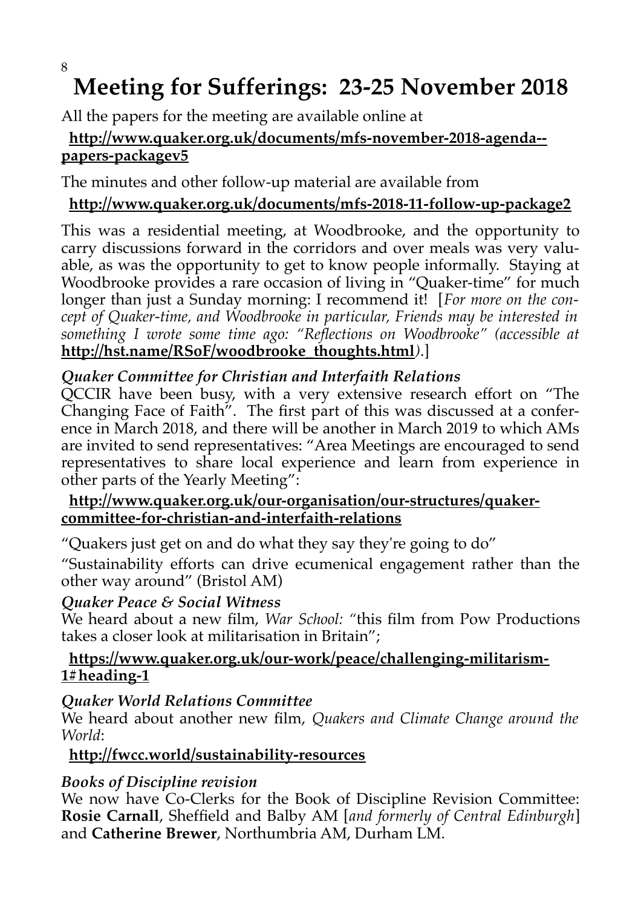# Meeting for Sufferings: 23-25 November 2018

All the papers for the meeting are available online at

**http://www.quaker.org.uk/documents/mfs-november-2018-agenda--papers-packagev5**

The minutes and other follow-up material are available from

**http://www.quaker.org.uk/documents/mfs-2018-11-follow-up-package2**

This was a residential meeting, at Woodbrooke, and the opportunity to carry discussions forward in the corridors and over meals was very valuable, as was the opportunity to get to know people informally. Staying at Woodbrooke provides a rare occasion of living in "Quaker-time" for much longer than just a Sunday morning: I recommend it! [*For more on the concept of Quaker-time, and Woodbrooke in particular, Friends may be interested in something I wrote some time ago: "Reflections on Woodbrooke" (accessible at* **http://hst.name/RSoF/woodbrooke_thoughts.html***).*]

### *Quaker Committee for Christian and Interfaith Relations*

QCCIR have been busy, with a very extensive research effort on "The Changing Face of Faith". The first part of this was discussed at a conference in March 2018, and there will be another in March 2019 to which AMs are invited to send representatives: "Area Meetings are encouraged to send representatives to share local experience and learn from experience in other parts of the Yearly Meeting":

**http://www.quaker.org.uk/our-organisation/our-structures/quaker-committee-for-christian-and-interfaith-relations**

"Quakers just get on and do what they say they're going to do"

"Sustainability efforts can drive ecumenical engagement rather than the other way around" (Bristol AM)

### *Quaker Peace & Social Witness*

We heard about a new film, *War School:* "this film from Pow Productions takes a closer look at militarisation in Britain";

**https://www.quaker.org.uk/our-work/peace/challenging-militarism-1#heading-1**

### *Quaker World Relations Committee*

We heard about another new film, *Quakers and Climate Change around the World*:

**http://fwcc.world/sustainability-resources**

### *Books of Discipline revision*

We now have Co-Clerks for the Book of Discipline Revision Committee: **Rosie Carnall**, Sheffield and Balby AM [*and formerly of Central Edinburgh*] and **Catherine Brewer**, Northumbria AM, Durham LM.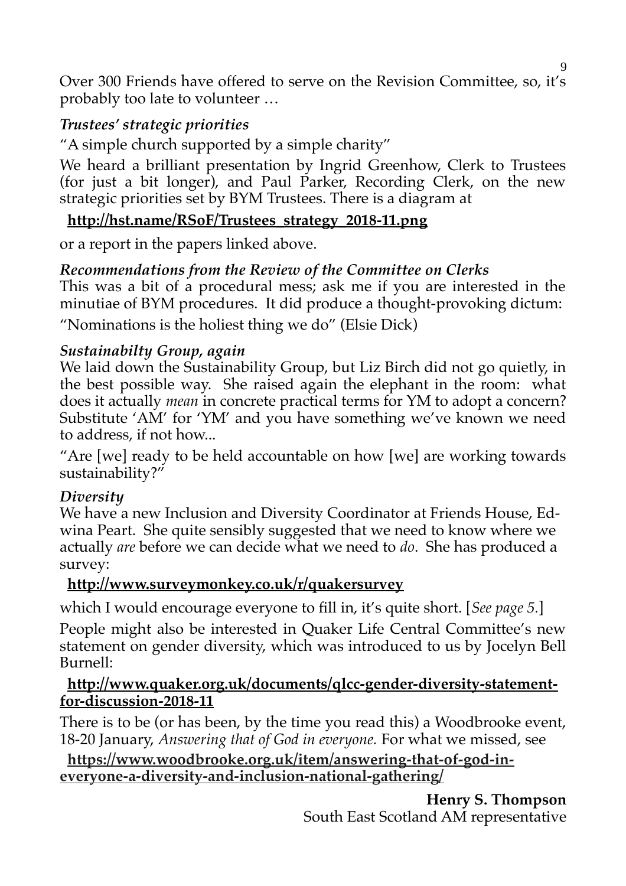Over 300 Friends have offered to serve on the Revision Committee, so, it's probably too late to volunteer …

### *Trustees' strategic priorities*

"A simple church supported by a simple charity"

We heard a brilliant presentation by Ingrid Greenhow, Clerk to Trustees (for just a bit longer), and Paul Parker, Recording Clerk, on the new strategic priorities set by BYM Trustees. There is a diagram at

**http://hst.name/RSoF/Trustees_strategy_2018-11.png**

or a report in the papers linked above.

### *Recommendations from the Review of the Committee on Clerks*

This was a bit of a procedural mess; ask me if you are interested in the minutiae of BYM procedures. It did produce a thought-provoking dictum:

"Nominations is the holiest thing we do" (Elsie Dick)

### *Sustainabilty Group, again*

We laid down the Sustainability Group, but Liz Birch did not go quietly, in the best possible way. She raised again the elephant in the room: what does it actually *mean* in concrete practical terms for YM to adopt a concern? Substitute 'AM' for 'YM' and you have something we've known we need to address, if not how...

"Are [we] ready to be held accountable on how [we] are working towards sustainability?"

### *Diversity*

We have a new Inclusion and Diversity Coordinator at Friends House, Edwina Peart. She quite sensibly suggested that we need to know where we actually *are* before we can decide what we need to *do*. She has produced a survey:

**http://www.surveymonkey.co.uk/r/quakersurvey**

which I would encourage everyone to fill in, it's quite short. [*See page 5.*]

People might also be interested in Quaker Life Central Committee's new statement on gender diversity, which was introduced to us by Jocelyn Bell Burnell:

**http://www.quaker.org.uk/documents/qlcc-gender-diversity-statement-for-discussion-2018-11**

There is to be (or has been, by the time you read this) a Woodbrooke event, 18-20 January, *Answering that of God in everyone.* For what we missed, see

**https://www.woodbrooke.org.uk/item/answering-that-of-god-in-everyone-a-diversity-and-inclusion-national-gathering/**

**Henry S. Thompson**
South East Scotland AM representative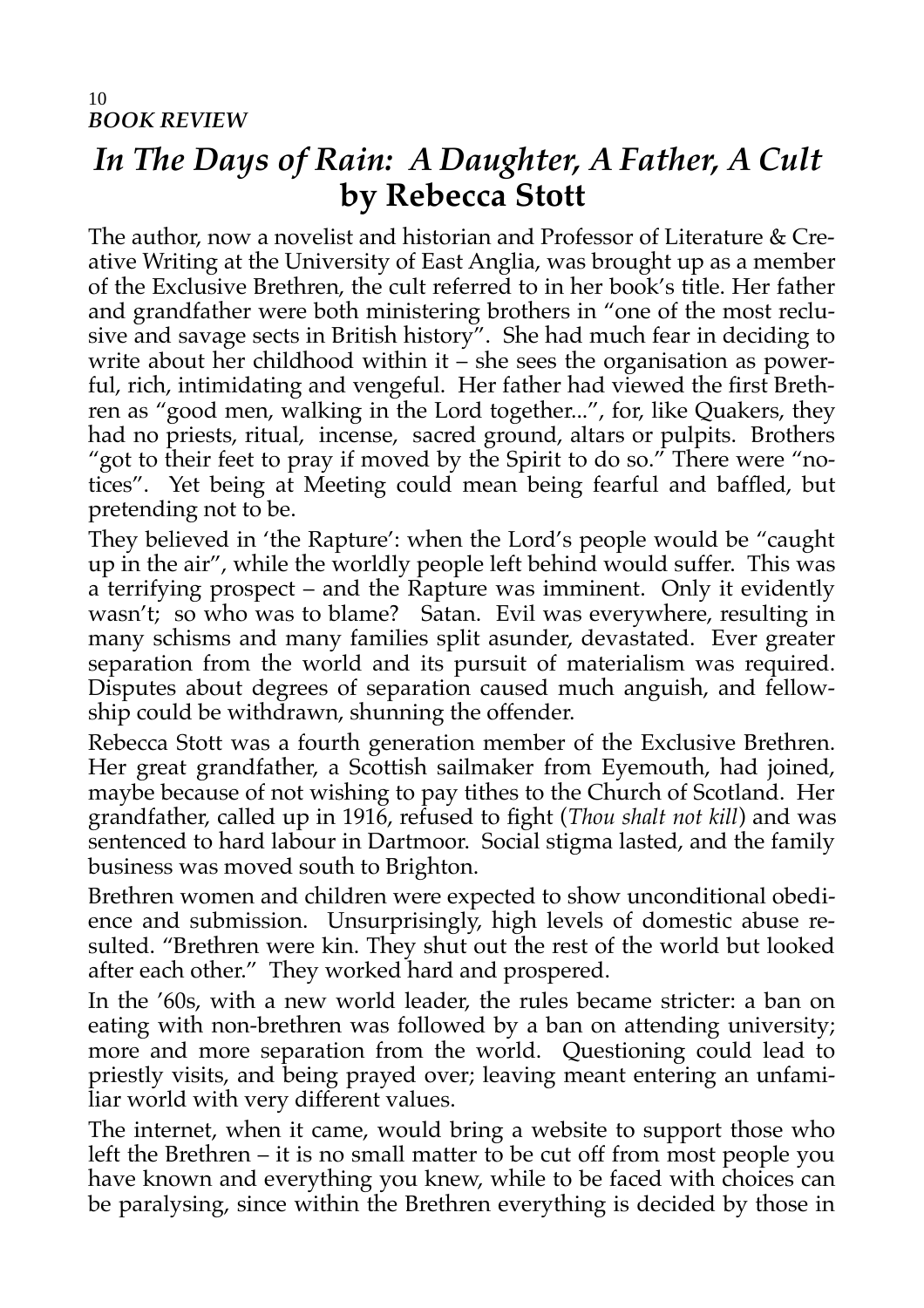***BOOK REVIEW***

# *In The Days of Rain: A Daughter, A Father, A Cult* **by Rebecca Stott**

The author, now a novelist and historian and Professor of Literature & Creative Writing at the University of East Anglia, was brought up as a member of the Exclusive Brethren, the cult referred to in her book's title. Her father and grandfather were both ministering brothers in "one of the most reclusive and savage sects in British history". She had much fear in deciding to write about her childhood within it – she sees the organisation as powerful, rich, intimidating and vengeful. Her father had viewed the first Brethren as "good men, walking in the Lord together...", for, like Quakers, they had no priests, ritual, incense, sacred ground, altars or pulpits. Brothers "got to their feet to pray if moved by the Spirit to do so." There were "notices". Yet being at Meeting could mean being fearful and baffled, but pretending not to be.

They believed in 'the Rapture': when the Lord's people would be "caught up in the air", while the worldly people left behind would suffer. This was a terrifying prospect – and the Rapture was imminent. Only it evidently wasn't; so who was to blame? Satan. Evil was everywhere, resulting in many schisms and many families split asunder, devastated. Ever greater separation from the world and its pursuit of materialism was required. Disputes about degrees of separation caused much anguish, and fellowship could be withdrawn, shunning the offender.

Rebecca Stott was a fourth generation member of the Exclusive Brethren. Her great grandfather, a Scottish sailmaker from Eyemouth, had joined, maybe because of not wishing to pay tithes to the Church of Scotland. Her grandfather, called up in 1916, refused to fight (*Thou shalt not kill*) and was sentenced to hard labour in Dartmoor. Social stigma lasted, and the family business was moved south to Brighton.

Brethren women and children were expected to show unconditional obedience and submission. Unsurprisingly, high levels of domestic abuse resulted. "Brethren were kin. They shut out the rest of the world but looked after each other." They worked hard and prospered.

In the '60s, with a new world leader, the rules became stricter: a ban on eating with non-brethren was followed by a ban on attending university; more and more separation from the world. Questioning could lead to priestly visits, and being prayed over; leaving meant entering an unfamiliar world with very different values.

The internet, when it came, would bring a website to support those who left the Brethren – it is no small matter to be cut off from most people you have known and everything you knew, while to be faced with choices can be paralysing, since within the Brethren everything is decided by those in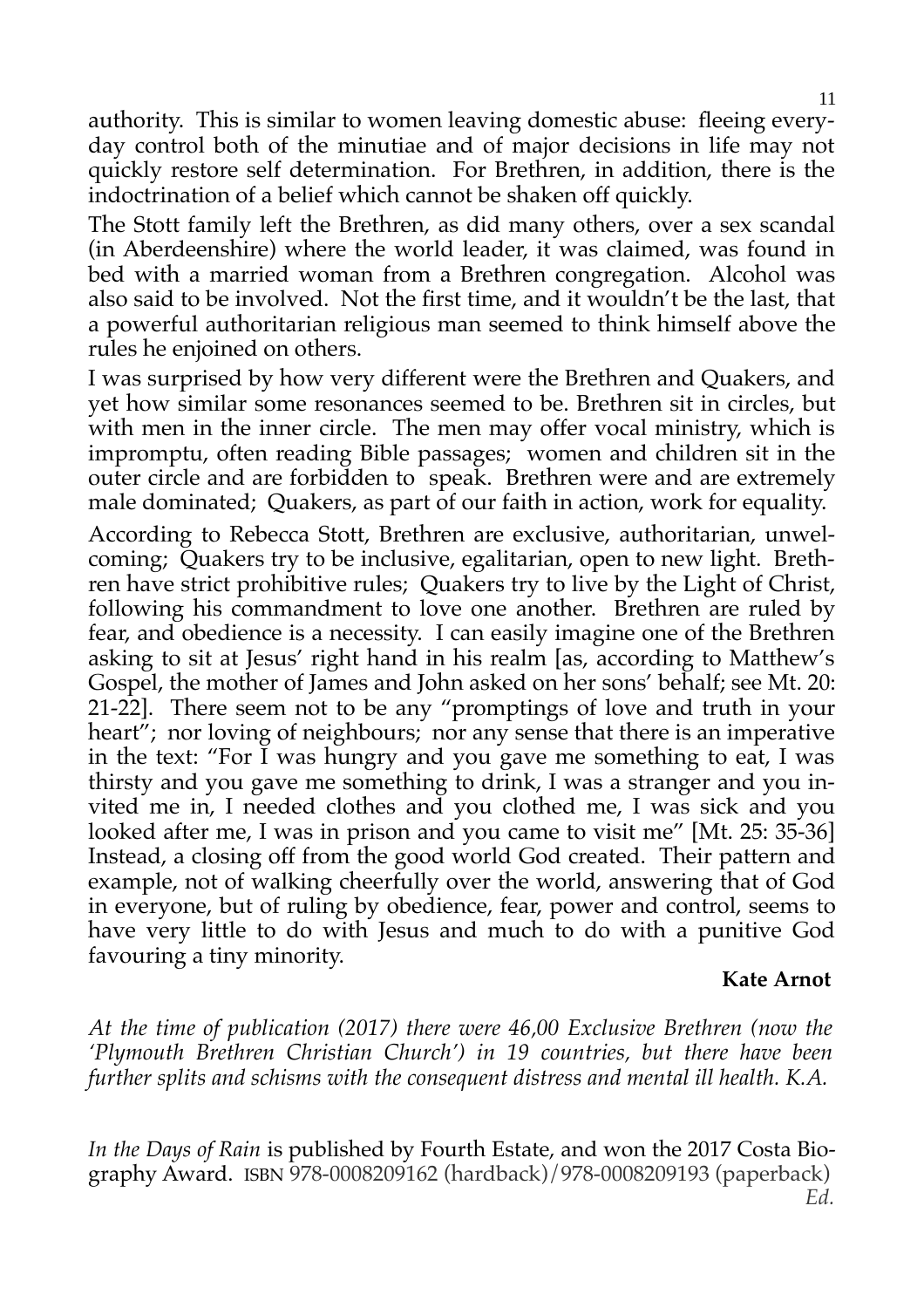authority. This is similar to women leaving domestic abuse: fleeing everyday control both of the minutiae and of major decisions in life may not quickly restore self determination. For Brethren, in addition, there is the indoctrination of a belief which cannot be shaken off quickly.

The Stott family left the Brethren, as did many others, over a sex scandal (in Aberdeenshire) where the world leader, it was claimed, was found in bed with a married woman from a Brethren congregation. Alcohol was also said to be involved. Not the first time, and it wouldn't be the last, that a powerful authoritarian religious man seemed to think himself above the rules he enjoined on others.

I was surprised by how very different were the Brethren and Quakers, and yet how similar some resonances seemed to be. Brethren sit in circles, but with men in the inner circle. The men may offer vocal ministry, which is impromptu, often reading Bible passages; women and children sit in the outer circle and are forbidden to speak. Brethren were and are extremely male dominated; Quakers, as part of our faith in action, work for equality.

According to Rebecca Stott, Brethren are exclusive, authoritarian, unwelcoming; Quakers try to be inclusive, egalitarian, open to new light. Brethren have strict prohibitive rules; Quakers try to live by the Light of Christ, following his commandment to love one another. Brethren are ruled by fear, and obedience is a necessity. I can easily imagine one of the Brethren asking to sit at Jesus' right hand in his realm [as, according to Matthew's Gospel, the mother of James and John asked on her sons' behalf; see Mt. 20: 21-22]. There seem not to be any "promptings of love and truth in your heart"; nor loving of neighbours; nor any sense that there is an imperative in the text: "For I was hungry and you gave me something to eat, I was thirsty and you gave me something to drink, I was a stranger and you invited me in, I needed clothes and you clothed me, I was sick and you looked after me, I was in prison and you came to visit me" [Mt. 25: 35-36] Instead, a closing off from the good world God created. Their pattern and example, not of walking cheerfully over the world, answering that of God in everyone, but of ruling by obedience, fear, power and control, seems to have very little to do with Jesus and much to do with a punitive God favouring a tiny minority.

**Kate Arnot**

*At the time of publication (2017) there were 46,00 Exclusive Brethren (now the 'Plymouth Brethren Christian Church') in 19 countries, but there have been further splits and schisms with the consequent distress and mental ill health. K.A.*

*In the Days of Rain* is published by Fourth Estate, and won the 2017 Costa Biography Award. ISBN 978-0008209162 (hardback)/978-0008209193 (paperback) *Ed.*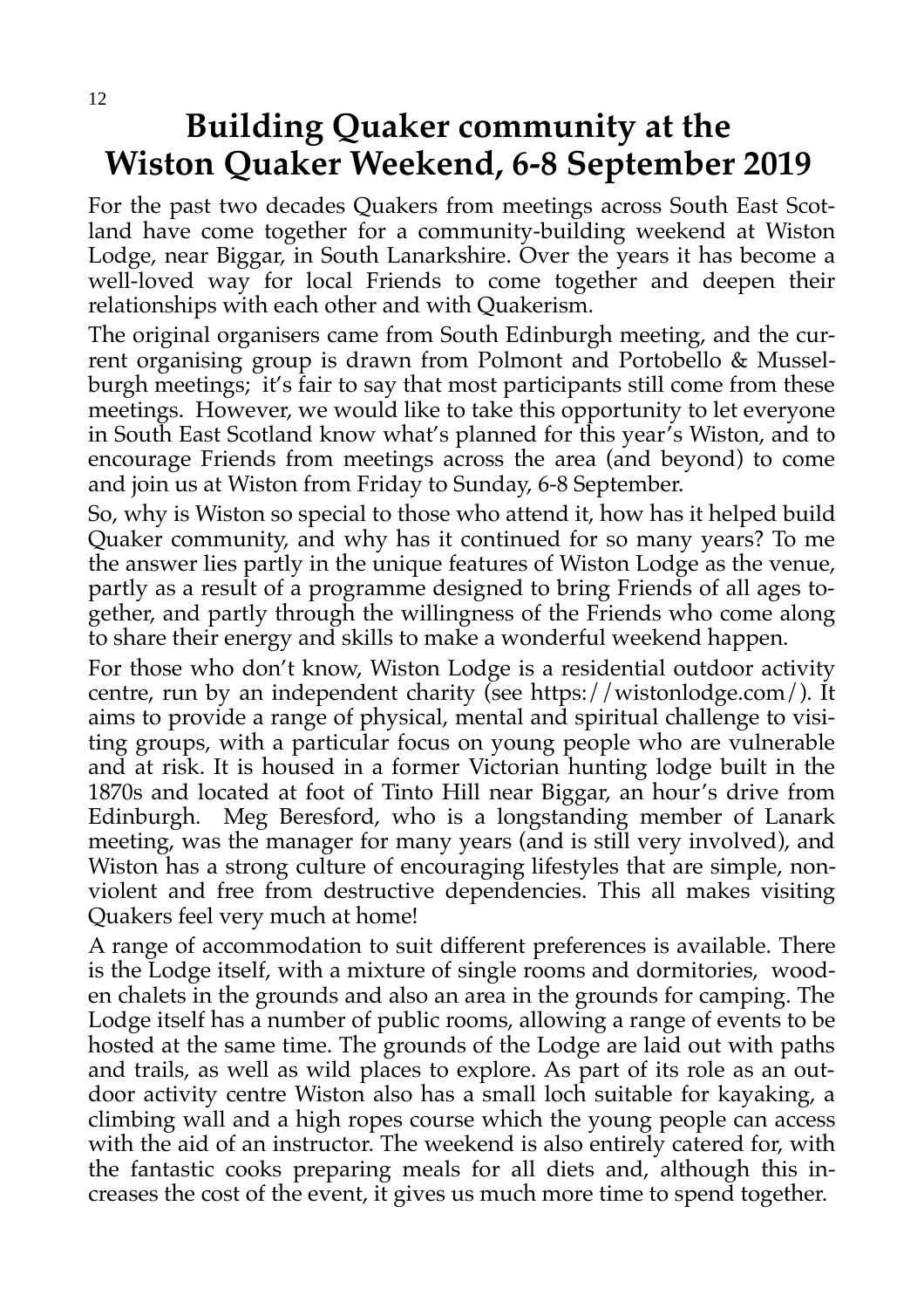# Building Quaker community at the Wiston Quaker Weekend, 6-8 September 2019

For the past two decades Quakers from meetings across South East Scotland have come together for a community-building weekend at Wiston Lodge, near Biggar, in South Lanarkshire. Over the years it has become a well-loved way for local Friends to come together and deepen their relationships with each other and with Quakerism.

The original organisers came from South Edinburgh meeting, and the current organising group is drawn from Polmont and Portobello & Musselburgh meetings; it's fair to say that most participants still come from these meetings. However, we would like to take this opportunity to let everyone in South East Scotland know what's planned for this year's Wiston, and to encourage Friends from meetings across the area (and beyond) to come and join us at Wiston from Friday to Sunday, 6-8 September.

So, why is Wiston so special to those who attend it, how has it helped build Quaker community, and why has it continued for so many years? To me the answer lies partly in the unique features of Wiston Lodge as the venue, partly as a result of a programme designed to bring Friends of all ages together, and partly through the willingness of the Friends who come along to share their energy and skills to make a wonderful weekend happen.

For those who don't know, Wiston Lodge is a residential outdoor activity centre, run by an independent charity (see https://wistonlodge.com/). It aims to provide a range of physical, mental and spiritual challenge to visiting groups, with a particular focus on young people who are vulnerable and at risk. It is housed in a former Victorian hunting lodge built in the 1870s and located at foot of Tinto Hill near Biggar, an hour's drive from Edinburgh. Meg Beresford, who is a longstanding member of Lanark meeting, was the manager for many years (and is still very involved), and Wiston has a strong culture of encouraging lifestyles that are simple, non-violent and free from destructive dependencies. This all makes visiting Quakers feel very much at home!

A range of accommodation to suit different preferences is available. There is the Lodge itself, with a mixture of single rooms and dormitories, wooden chalets in the grounds and also an area in the grounds for camping. The Lodge itself has a number of public rooms, allowing a range of events to be hosted at the same time. The grounds of the Lodge are laid out with paths and trails, as well as wild places to explore. As part of its role as an outdoor activity centre Wiston also has a small loch suitable for kayaking, a climbing wall and a high ropes course which the young people can access with the aid of an instructor. The weekend is also entirely catered for, with the fantastic cooks preparing meals for all diets and, although this increases the cost of the event, it gives us much more time to spend together.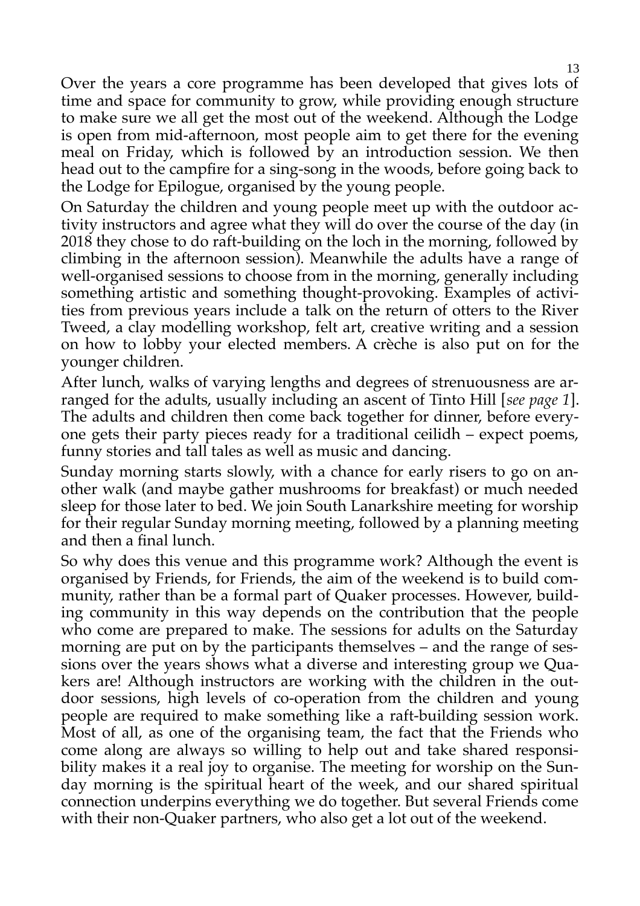Over the years a core programme has been developed that gives lots of time and space for community to grow, while providing enough structure to make sure we all get the most out of the weekend. Although the Lodge is open from mid-afternoon, most people aim to get there for the evening meal on Friday, which is followed by an introduction session. We then head out to the campfire for a sing-song in the woods, before going back to the Lodge for Epilogue, organised by the young people.

On Saturday the children and young people meet up with the outdoor activity instructors and agree what they will do over the course of the day (in 2018 they chose to do raft-building on the loch in the morning, followed by climbing in the afternoon session). Meanwhile the adults have a range of well-organised sessions to choose from in the morning, generally including something artistic and something thought-provoking. Examples of activities from previous years include a talk on the return of otters to the River Tweed, a clay modelling workshop, felt art, creative writing and a session on how to lobby your elected members. A crèche is also put on for the younger children.

After lunch, walks of varying lengths and degrees of strenuousness are arranged for the adults, usually including an ascent of Tinto Hill [*see page 1*]. The adults and children then come back together for dinner, before everyone gets their party pieces ready for a traditional ceilidh – expect poems, funny stories and tall tales as well as music and dancing.

Sunday morning starts slowly, with a chance for early risers to go on another walk (and maybe gather mushrooms for breakfast) or much needed sleep for those later to bed. We join South Lanarkshire meeting for worship for their regular Sunday morning meeting, followed by a planning meeting and then a final lunch.

So why does this venue and this programme work? Although the event is organised by Friends, for Friends, the aim of the weekend is to build community, rather than be a formal part of Quaker processes. However, building community in this way depends on the contribution that the people who come are prepared to make. The sessions for adults on the Saturday morning are put on by the participants themselves – and the range of sessions over the years shows what a diverse and interesting group we Quakers are! Although instructors are working with the children in the outdoor sessions, high levels of co-operation from the children and young people are required to make something like a raft-building session work. Most of all, as one of the organising team, the fact that the Friends who come along are always so willing to help out and take shared responsibility makes it a real joy to organise. The meeting for worship on the Sunday morning is the spiritual heart of the week, and our shared spiritual connection underpins everything we do together. But several Friends come with their non-Quaker partners, who also get a lot out of the weekend.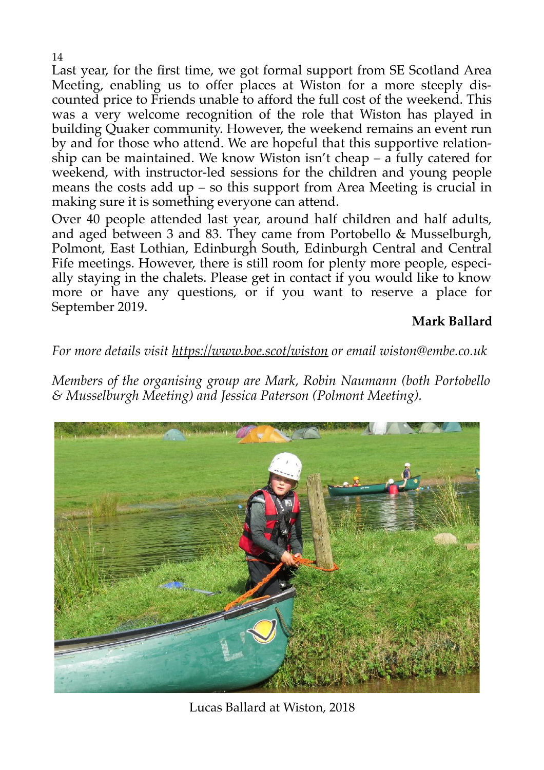Last year, for the first time, we got formal support from SE Scotland Area Meeting, enabling us to offer places at Wiston for a more steeply discounted price to Friends unable to afford the full cost of the weekend. This was a very welcome recognition of the role that Wiston has played in building Quaker community. However, the weekend remains an event run by and for those who attend. We are hopeful that this supportive relationship can be maintained. We know Wiston isn't cheap – a fully catered for weekend, with instructor-led sessions for the children and young people means the costs add up – so this support from Area Meeting is crucial in making sure it is something everyone can attend.

Over 40 people attended last year, around half children and half adults, and aged between 3 and 83. They came from Portobello & Musselburgh, Polmont, East Lothian, Edinburgh South, Edinburgh Central and Central Fife meetings. However, there is still room for plenty more people, especially staying in the chalets. Please get in contact if you would like to know more or have any questions, or if you want to reserve a place for September 2019.

**Mark Ballard**

*For more details visit [https://www.boe.scot/wiston](https://www.boe.scot/wiston) or email wiston@embe.co.uk*

*Members of the organising group are Mark, Robin Naumann (both Portobello & Musselburgh Meeting) and Jessica Paterson (Polmont Meeting).*

Lucas Ballard at Wiston, 2018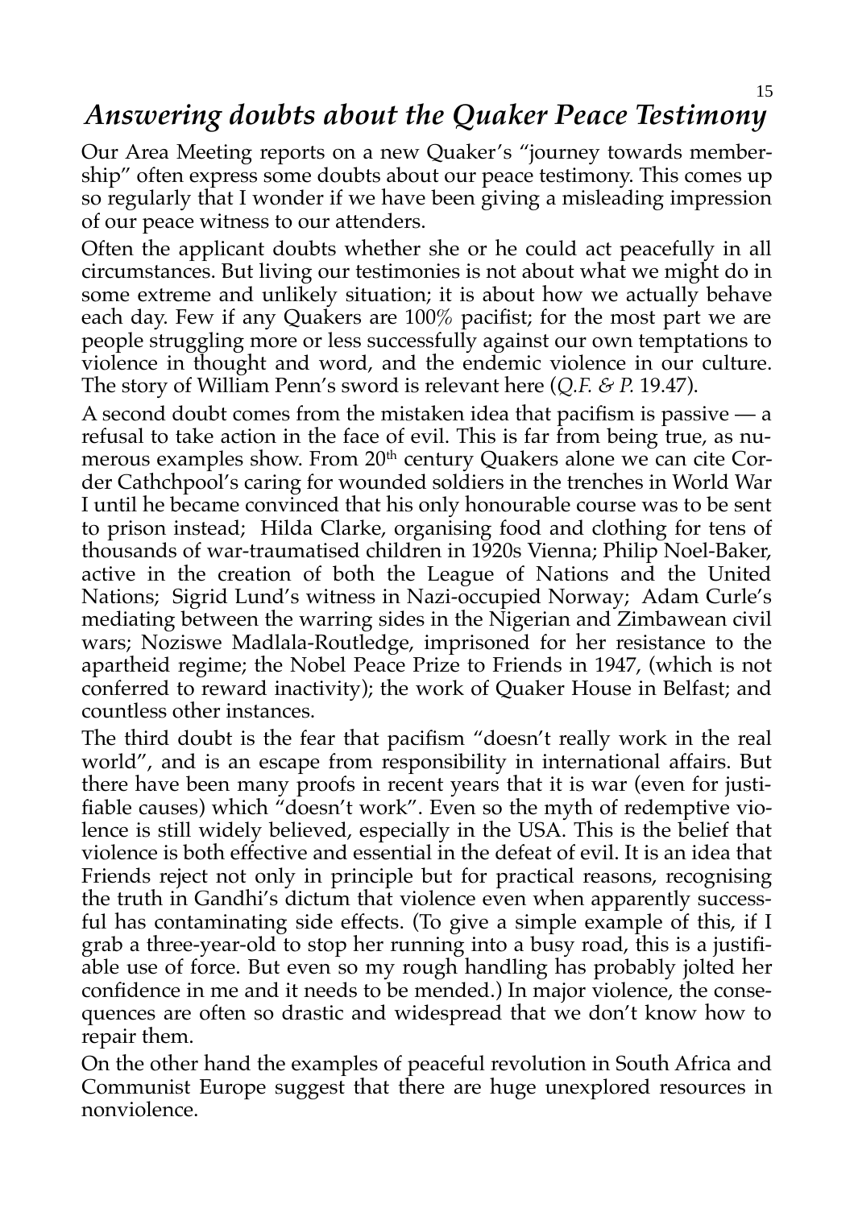## *Answering doubts about the Quaker Peace Testimony*

Our Area Meeting reports on a new Quaker's "journey towards membership" often express some doubts about our peace testimony. This comes up so regularly that I wonder if we have been giving a misleading impression of our peace witness to our attenders.

Often the applicant doubts whether she or he could act peacefully in all circumstances. But living our testimonies is not about what we might do in some extreme and unlikely situation; it is about how we actually behave each day. Few if any Quakers are 100% pacifist; for the most part we are people struggling more or less successfully against our own temptations to violence in thought and word, and the endemic violence in our culture. The story of William Penn's sword is relevant here (*Q.F. & P.* 19.47).

A second doubt comes from the mistaken idea that pacifism is passive — a refusal to take action in the face of evil. This is far from being true, as numerous examples show. From 20th century Quakers alone we can cite Corder Cathchpool's caring for wounded soldiers in the trenches in World War I until he became convinced that his only honourable course was to be sent to prison instead; Hilda Clarke, organising food and clothing for tens of thousands of war-traumatised children in 1920s Vienna; Philip Noel-Baker, active in the creation of both the League of Nations and the United Nations; Sigrid Lund's witness in Nazi-occupied Norway; Adam Curle's mediating between the warring sides in the Nigerian and Zimbawean civil wars; Noziswe Madlala-Routledge, imprisoned for her resistance to the apartheid regime; the Nobel Peace Prize to Friends in 1947, (which is not conferred to reward inactivity); the work of Quaker House in Belfast; and countless other instances.

The third doubt is the fear that pacifism "doesn't really work in the real world", and is an escape from responsibility in international affairs. But there have been many proofs in recent years that it is war (even for justifiable causes) which "doesn't work". Even so the myth of redemptive violence is still widely believed, especially in the USA. This is the belief that violence is both effective and essential in the defeat of evil. It is an idea that Friends reject not only in principle but for practical reasons, recognising the truth in Gandhi's dictum that violence even when apparently successful has contaminating side effects. (To give a simple example of this, if I grab a three-year-old to stop her running into a busy road, this is a justifiable use of force. But even so my rough handling has probably jolted her confidence in me and it needs to be mended.) In major violence, the consequences are often so drastic and widespread that we don't know how to repair them.

On the other hand the examples of peaceful revolution in South Africa and Communist Europe suggest that there are huge unexplored resources in nonviolence.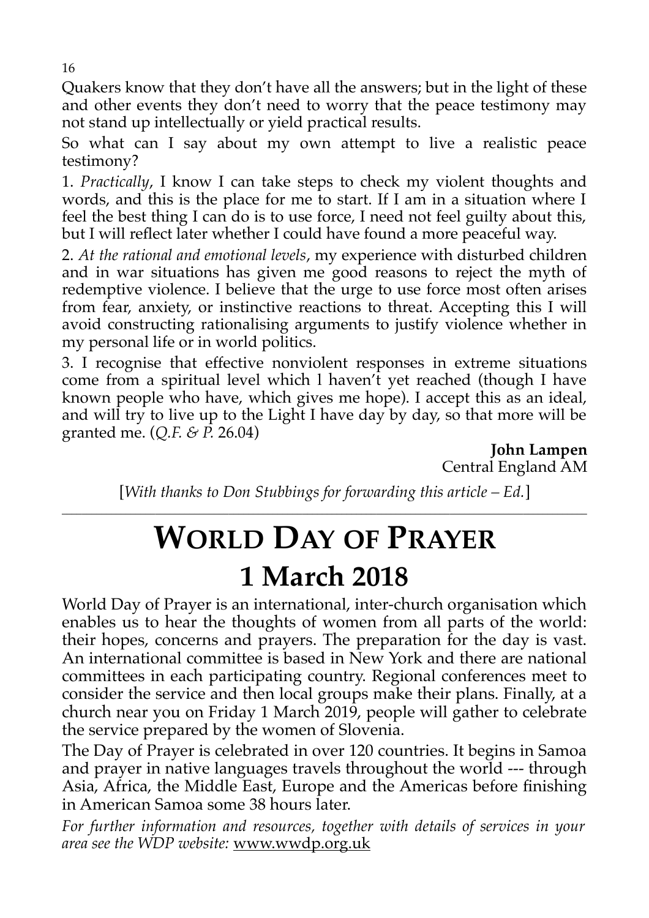Quakers know that they don't have all the answers; but in the light of these and other events they don't need to worry that the peace testimony may not stand up intellectually or yield practical results.

So what can I say about my own attempt to live a realistic peace testimony?

1. *Practically*, I know I can take steps to check my violent thoughts and words, and this is the place for me to start. If I am in a situation where I feel the best thing I can do is to use force, I need not feel guilty about this, but I will reflect later whether I could have found a more peaceful way.

2. *At the rational and emotional levels*, my experience with disturbed children and in war situations has given me good reasons to reject the myth of redemptive violence. I believe that the urge to use force most often arises from fear, anxiety, or instinctive reactions to threat. Accepting this I will avoid constructing rationalising arguments to justify violence whether in my personal life or in world politics.

3. I recognise that effective nonviolent responses in extreme situations come from a spiritual level which I haven't yet reached (though I have known people who have, which gives me hope). I accept this as an ideal, and will try to live up to the Light I have day by day, so that more will be granted me. (*Q.F. & P.* 26.04)

**John Lampen**
Central England AM

[*With thanks to Don Stubbings for forwarding this article – Ed.*]

---

# WORLD DAY OF PRAYER
# 1 March 2018

World Day of Prayer is an international, inter-church organisation which enables us to hear the thoughts of women from all parts of the world: their hopes, concerns and prayers. The preparation for the day is vast. An international committee is based in New York and there are national committees in each participating country. Regional conferences meet to consider the service and then local groups make their plans. Finally, at a church near you on Friday 1 March 2019, people will gather to celebrate the service prepared by the women of Slovenia.

The Day of Prayer is celebrated in over 120 countries. It begins in Samoa and prayer in native languages travels throughout the world --- through Asia, Africa, the Middle East, Europe and the Americas before finishing in American Samoa some 38 hours later.

*For further information and resources, together with details of services in your area see the WDP website:* www.wwdp.org.uk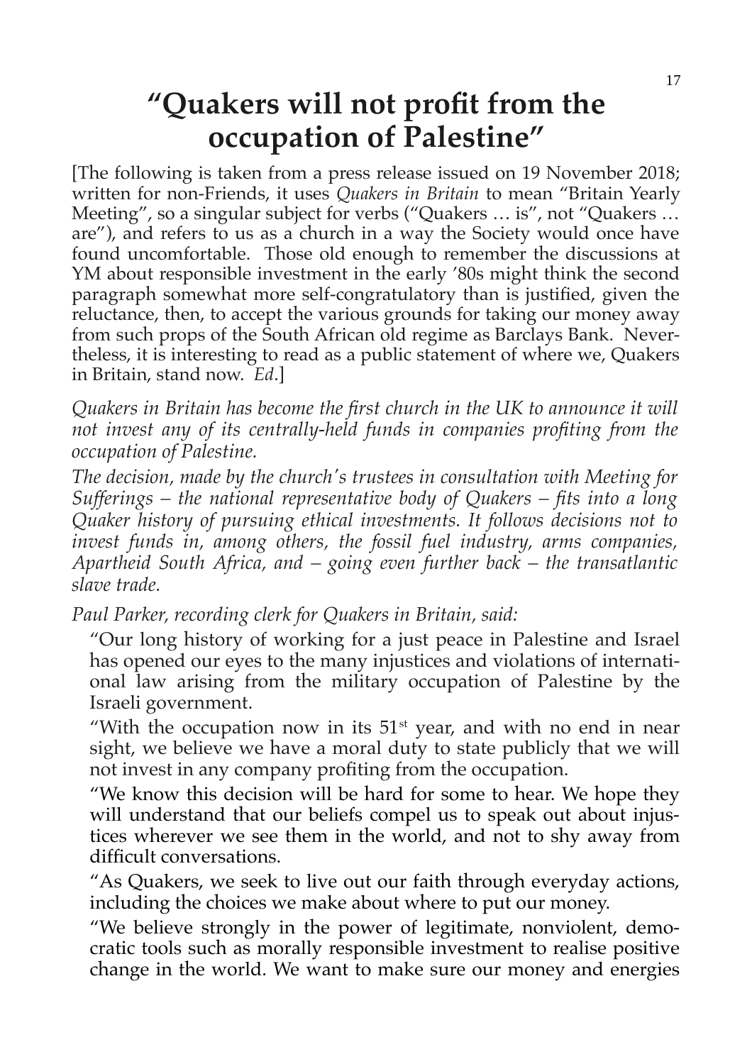# "Quakers will not profit from the occupation of Palestine"

[The following is taken from a press release issued on 19 November 2018; written for non-Friends, it uses *Quakers in Britain* to mean "Britain Yearly Meeting", so a singular subject for verbs ("Quakers … is", not "Quakers … are"), and refers to us as a church in a way the Society would once have found uncomfortable. Those old enough to remember the discussions at YM about responsible investment in the early '80s might think the second paragraph somewhat more self-congratulatory than is justified, given the reluctance, then, to accept the various grounds for taking our money away from such props of the South African old regime as Barclays Bank. Nevertheless, it is interesting to read as a public statement of where we, Quakers in Britain, stand now. *Ed*.]

*Quakers in Britain has become the first church in the UK to announce it will not invest any of its centrally-held funds in companies profiting from the occupation of Palestine.*

*The decision, made by the church's trustees in consultation with Meeting for Sufferings – the national representative body of Quakers – fits into a long Quaker history of pursuing ethical investments. It follows decisions not to invest funds in, among others, the fossil fuel industry, arms companies, Apartheid South Africa, and – going even further back – the transatlantic slave trade.*

*Paul Parker, recording clerk for Quakers in Britain, said:*

"Our long history of working for a just peace in Palestine and Israel has opened our eyes to the many injustices and violations of international law arising from the military occupation of Palestine by the Israeli government.

"With the occupation now in its 51st year, and with no end in near sight, we believe we have a moral duty to state publicly that we will not invest in any company profiting from the occupation.

"We know this decision will be hard for some to hear. We hope they will understand that our beliefs compel us to speak out about injustices wherever we see them in the world, and not to shy away from difficult conversations.

"As Quakers, we seek to live out our faith through everyday actions, including the choices we make about where to put our money.

"We believe strongly in the power of legitimate, nonviolent, democratic tools such as morally responsible investment to realise positive change in the world. We want to make sure our money and energies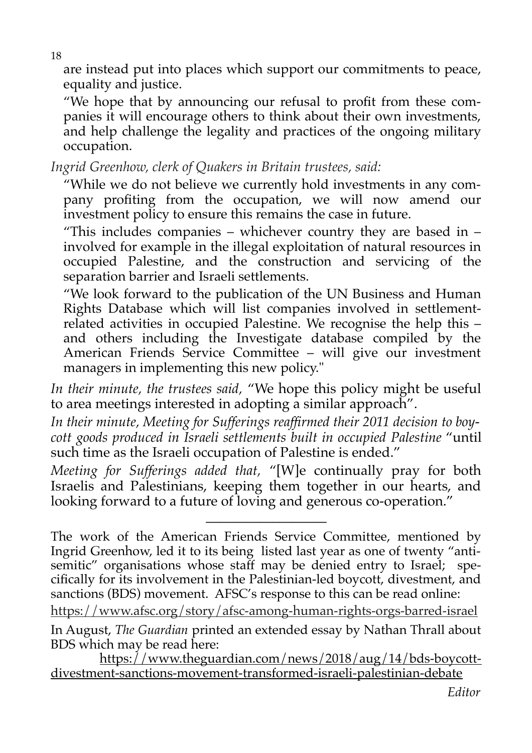are instead put into places which support our commitments to peace, equality and justice.

"We hope that by announcing our refusal to profit from these companies it will encourage others to think about their own investments, and help challenge the legality and practices of the ongoing military occupation.

*Ingrid Greenhow, clerk of Quakers in Britain trustees, said:*

"While we do not believe we currently hold investments in any company profiting from the occupation, we will now amend our investment policy to ensure this remains the case in future.

"This includes companies – whichever country they are based in – involved for example in the illegal exploitation of natural resources in occupied Palestine, and the construction and servicing of the separation barrier and Israeli settlements.

"We look forward to the publication of the UN Business and Human Rights Database which will list companies involved in settlement-related activities in occupied Palestine. We recognise the help this – and others including the Investigate database compiled by the American Friends Service Committee – will give our investment managers in implementing this new policy."

*In their minute, the trustees said,* "We hope this policy might be useful to area meetings interested in adopting a similar approach".

*In their minute, Meeting for Sufferings reaffirmed their 2011 decision to boycott goods produced in Israeli settlements built in occupied Palestine* "until such time as the Israeli occupation of Palestine is ended."

*Meeting for Sufferings added that,* "[W]e continually pray for both Israelis and Palestinians, keeping them together in our hearts, and looking forward to a future of loving and generous co-operation."

---

The work of the American Friends Service Committee, mentioned by Ingrid Greenhow, led it to its being listed last year as one of twenty "anti-semitic" organisations whose staff may be denied entry to Israel; specifically for its involvement in the Palestinian-led boycott, divestment, and sanctions (BDS) movement. AFSC's response to this can be read online:

https://www.afsc.org/story/afsc-among-human-rights-orgs-barred-israel

In August, *The Guardian* printed an extended essay by Nathan Thrall about BDS which may be read here:

https://www.theguardian.com/news/2018/aug/14/bds-boycott-divestment-sanctions-movement-transformed-israeli-palestinian-debate

*Editor*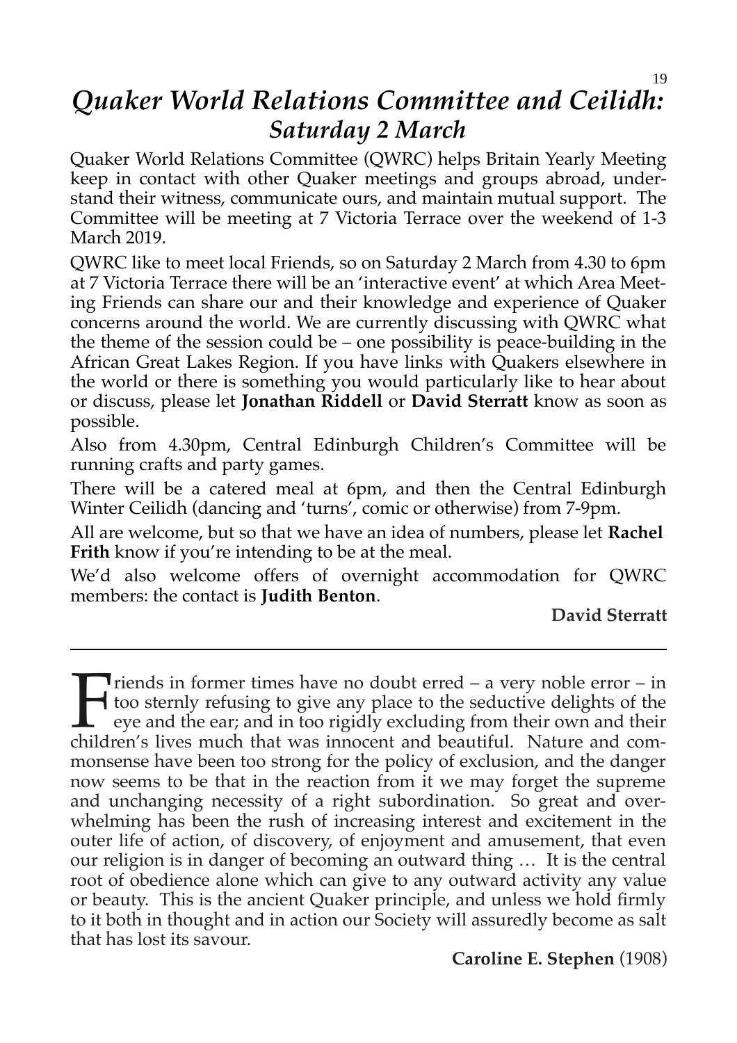# *Quaker World Relations Committee and Ceilidh: Saturday 2 March*

Quaker World Relations Committee (QWRC) helps Britain Yearly Meeting keep in contact with other Quaker meetings and groups abroad, understand their witness, communicate ours, and maintain mutual support. The Committee will be meeting at 7 Victoria Terrace over the weekend of 1-3 March 2019.

QWRC like to meet local Friends, so on Saturday 2 March from 4.30 to 6pm at 7 Victoria Terrace there will be an 'interactive event' at which Area Meeting Friends can share our and their knowledge and experience of Quaker concerns around the world. We are currently discussing with QWRC what the theme of the session could be – one possibility is peace-building in the African Great Lakes Region. If you have links with Quakers elsewhere in the world or there is something you would particularly like to hear about or discuss, please let **Jonathan Riddell** or **David Sterratt** know as soon as possible.

Also from 4.30pm, Central Edinburgh Children's Committee will be running crafts and party games.

There will be a catered meal at 6pm, and then the Central Edinburgh Winter Ceilidh (dancing and 'turns', comic or otherwise) from 7-9pm.

All are welcome, but so that we have an idea of numbers, please let **Rachel Frith** know if you're intending to be at the meal.

We'd also welcome offers of overnight accommodation for QWRC members: the contact is **Judith Benton**.

**David Sterratt**

---

Friends in former times have no doubt erred – a very noble error – in too sternly refusing to give any place to the seductive delights of the eye and the ear; and in too rigidly excluding from their own and their children's lives much that was innocent and beautiful. Nature and commonsense have been too strong for the policy of exclusion, and the danger now seems to be that in the reaction from it we may forget the supreme and unchanging necessity of a right subordination. So great and overwhelming has been the rush of increasing interest and excitement in the outer life of action, of discovery, of enjoyment and amusement, that even our religion is in danger of becoming an outward thing … It is the central root of obedience alone which can give to any outward activity any value or beauty. This is the ancient Quaker principle, and unless we hold firmly to it both in thought and in action our Society will assuredly become as salt that has lost its savour.

**Caroline E. Stephen** (1908)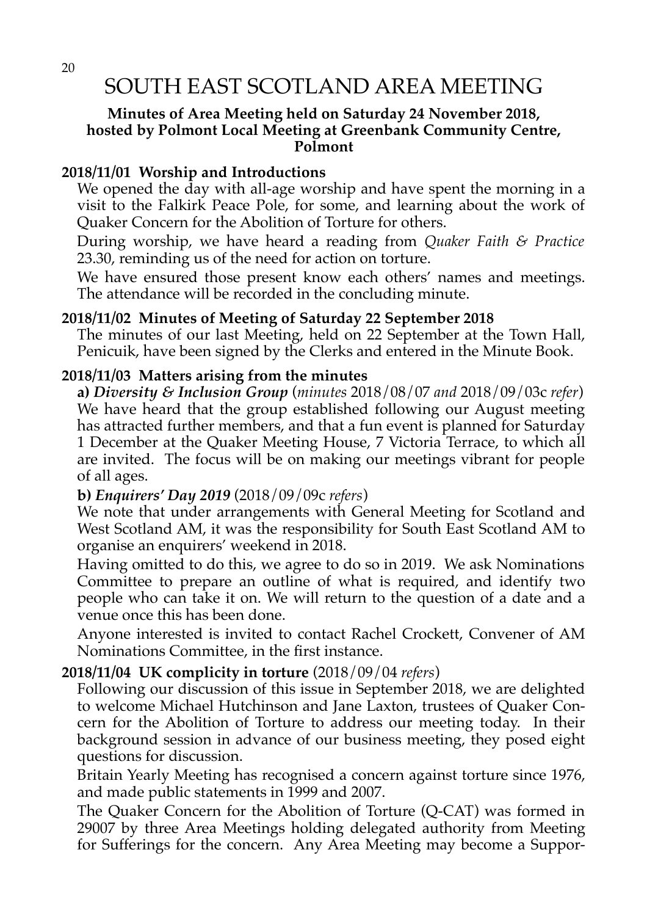# SOUTH EAST SCOTLAND AREA MEETING

**Minutes of Area Meeting held on Saturday 24 November 2018, hosted by Polmont Local Meeting at Greenbank Community Centre, Polmont**

**2018/11/01 Worship and Introductions**

We opened the day with all-age worship and have spent the morning in a visit to the Falkirk Peace Pole, for some, and learning about the work of Quaker Concern for the Abolition of Torture for others.

During worship, we have heard a reading from *Quaker Faith & Practice* 23.30, reminding us of the need for action on torture.

We have ensured those present know each others' names and meetings. The attendance will be recorded in the concluding minute.

**2018/11/02 Minutes of Meeting of Saturday 22 September 2018**

The minutes of our last Meeting, held on 22 September at the Town Hall, Penicuik, have been signed by the Clerks and entered in the Minute Book.

**2018/11/03 Matters arising from the minutes**

**a)** ***Diversity & Inclusion Group*** (*minutes* 2018/08/07 *and* 2018/09/03c *refer*)
We have heard that the group established following our August meeting has attracted further members, and that a fun event is planned for Saturday 1 December at the Quaker Meeting House, 7 Victoria Terrace, to which all are invited. The focus will be on making our meetings vibrant for people of all ages.

**b)** ***Enquirers' Day 2019*** (2018/09/09c *refers*)
We note that under arrangements with General Meeting for Scotland and West Scotland AM, it was the responsibility for South East Scotland AM to organise an enquirers' weekend in 2018.

Having omitted to do this, we agree to do so in 2019. We ask Nominations Committee to prepare an outline of what is required, and identify two people who can take it on. We will return to the question of a date and a venue once this has been done.

Anyone interested is invited to contact Rachel Crockett, Convener of AM Nominations Committee, in the first instance.

**2018/11/04 UK complicity in torture** (2018/09/04 *refers*)

Following our discussion of this issue in September 2018, we are delighted to welcome Michael Hutchinson and Jane Laxton, trustees of Quaker Concern for the Abolition of Torture to address our meeting today. In their background session in advance of our business meeting, they posed eight questions for discussion.

Britain Yearly Meeting has recognised a concern against torture since 1976, and made public statements in 1999 and 2007.

The Quaker Concern for the Abolition of Torture (Q-CAT) was formed in 29007 by three Area Meetings holding delegated authority from Meeting for Sufferings for the concern. Any Area Meeting may become a Suppor-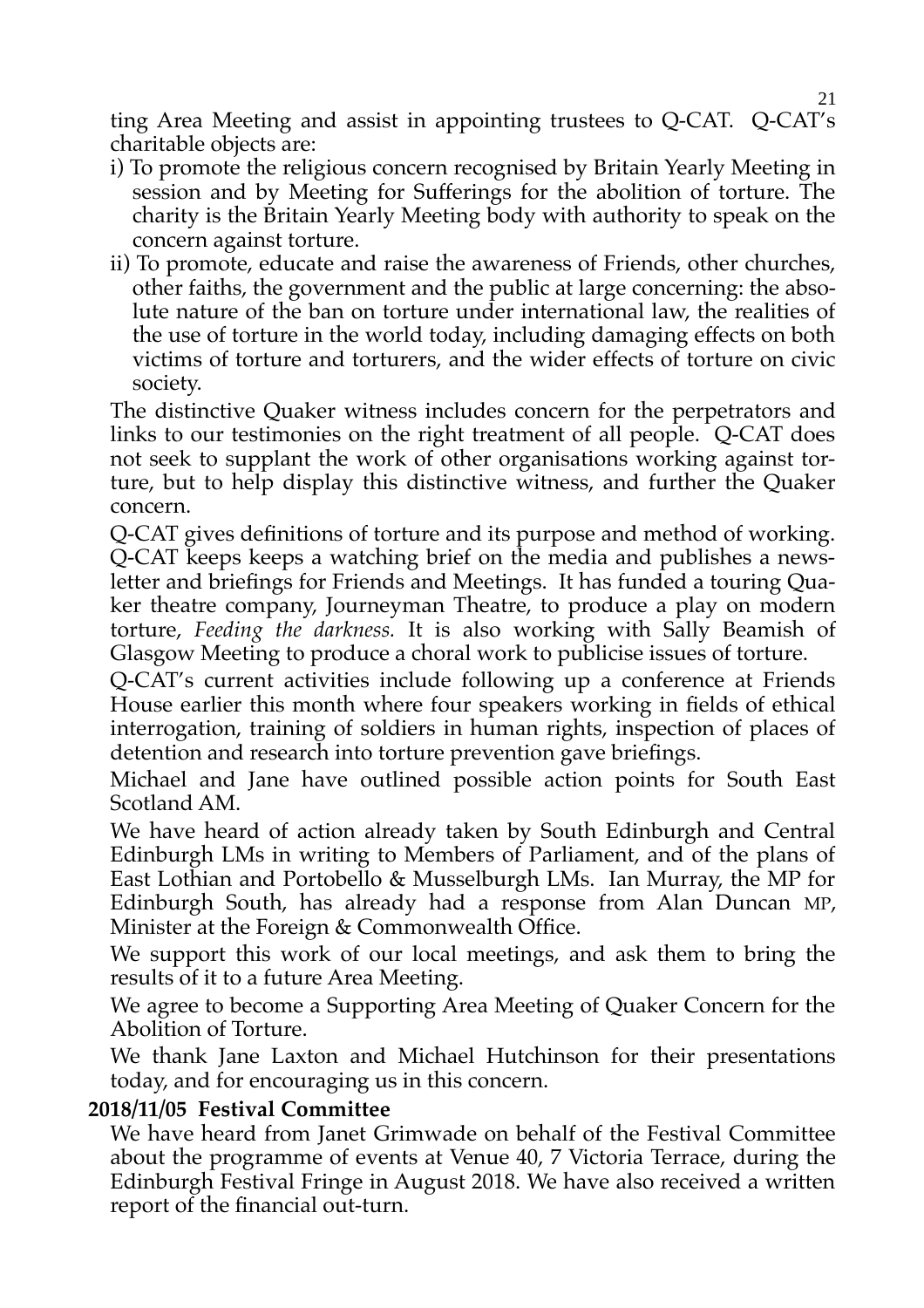ting Area Meeting and assist in appointing trustees to Q-CAT. Q-CAT's charitable objects are:

i) To promote the religious concern recognised by Britain Yearly Meeting in session and by Meeting for Sufferings for the abolition of torture. The charity is the Britain Yearly Meeting body with authority to speak on the concern against torture.

ii) To promote, educate and raise the awareness of Friends, other churches, other faiths, the government and the public at large concerning: the absolute nature of the ban on torture under international law, the realities of the use of torture in the world today, including damaging effects on both victims of torture and torturers, and the wider effects of torture on civic society.

The distinctive Quaker witness includes concern for the perpetrators and links to our testimonies on the right treatment of all people. Q-CAT does not seek to supplant the work of other organisations working against torture, but to help display this distinctive witness, and further the Quaker concern.

Q-CAT gives definitions of torture and its purpose and method of working. Q-CAT keeps keeps a watching brief on the media and publishes a newsletter and briefings for Friends and Meetings. It has funded a touring Quaker theatre company, Journeyman Theatre, to produce a play on modern torture, *Feeding the darkness.* It is also working with Sally Beamish of Glasgow Meeting to produce a choral work to publicise issues of torture.

Q-CAT's current activities include following up a conference at Friends House earlier this month where four speakers working in fields of ethical interrogation, training of soldiers in human rights, inspection of places of detention and research into torture prevention gave briefings.

Michael and Jane have outlined possible action points for South East Scotland AM.

We have heard of action already taken by South Edinburgh and Central Edinburgh LMs in writing to Members of Parliament, and of the plans of East Lothian and Portobello & Musselburgh LMs. Ian Murray, the MP for Edinburgh South, has already had a response from Alan Duncan MP, Minister at the Foreign & Commonwealth Office.

We support this work of our local meetings, and ask them to bring the results of it to a future Area Meeting.

We agree to become a Supporting Area Meeting of Quaker Concern for the Abolition of Torture.

We thank Jane Laxton and Michael Hutchinson for their presentations today, and for encouraging us in this concern.

**2018/11/05 Festival Committee**

We have heard from Janet Grimwade on behalf of the Festival Committee about the programme of events at Venue 40, 7 Victoria Terrace, during the Edinburgh Festival Fringe in August 2018. We have also received a written report of the financial out-turn.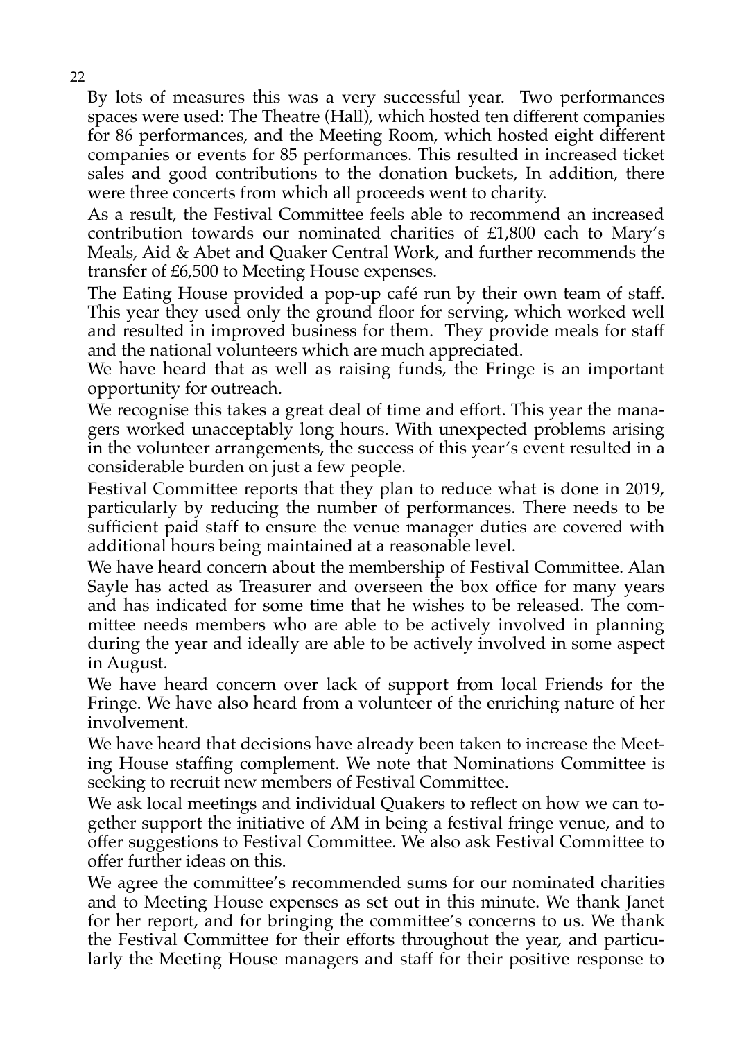By lots of measures this was a very successful year. Two performances spaces were used: The Theatre (Hall), which hosted ten different companies for 86 performances, and the Meeting Room, which hosted eight different companies or events for 85 performances. This resulted in increased ticket sales and good contributions to the donation buckets, In addition, there were three concerts from which all proceeds went to charity.

As a result, the Festival Committee feels able to recommend an increased contribution towards our nominated charities of £1,800 each to Mary's Meals, Aid & Abet and Quaker Central Work, and further recommends the transfer of £6,500 to Meeting House expenses.

The Eating House provided a pop-up café run by their own team of staff. This year they used only the ground floor for serving, which worked well and resulted in improved business for them. They provide meals for staff and the national volunteers which are much appreciated.

We have heard that as well as raising funds, the Fringe is an important opportunity for outreach.

We recognise this takes a great deal of time and effort. This year the managers worked unacceptably long hours. With unexpected problems arising in the volunteer arrangements, the success of this year's event resulted in a considerable burden on just a few people.

Festival Committee reports that they plan to reduce what is done in 2019, particularly by reducing the number of performances. There needs to be sufficient paid staff to ensure the venue manager duties are covered with additional hours being maintained at a reasonable level.

We have heard concern about the membership of Festival Committee. Alan Sayle has acted as Treasurer and overseen the box office for many years and has indicated for some time that he wishes to be released. The committee needs members who are able to be actively involved in planning during the year and ideally are able to be actively involved in some aspect in August.

We have heard concern over lack of support from local Friends for the Fringe. We have also heard from a volunteer of the enriching nature of her involvement.

We have heard that decisions have already been taken to increase the Meeting House staffing complement. We note that Nominations Committee is seeking to recruit new members of Festival Committee.

We ask local meetings and individual Quakers to reflect on how we can together support the initiative of AM in being a festival fringe venue, and to offer suggestions to Festival Committee. We also ask Festival Committee to offer further ideas on this.

We agree the committee's recommended sums for our nominated charities and to Meeting House expenses as set out in this minute. We thank Janet for her report, and for bringing the committee's concerns to us. We thank the Festival Committee for their efforts throughout the year, and particularly the Meeting House managers and staff for their positive response to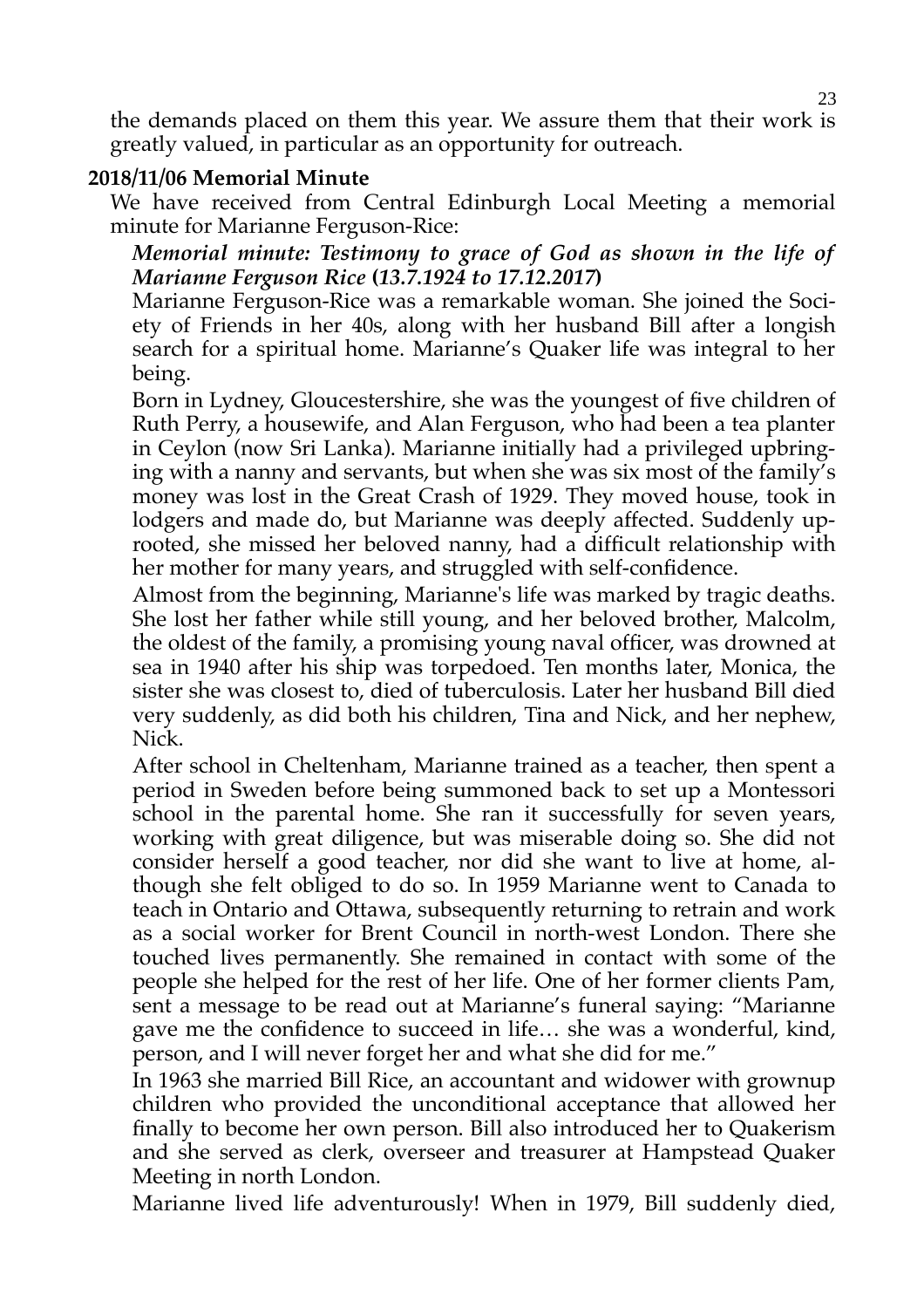the demands placed on them this year. We assure them that their work is greatly valued, in particular as an opportunity for outreach.

**2018/11/06 Memorial Minute**

We have received from Central Edinburgh Local Meeting a memorial minute for Marianne Ferguson-Rice:

***Memorial minute: Testimony to grace of God as shown in the life of Marianne Ferguson Rice (13.7.1924 to 17.12.2017)***

Marianne Ferguson-Rice was a remarkable woman. She joined the Society of Friends in her 40s, along with her husband Bill after a longish search for a spiritual home. Marianne's Quaker life was integral to her being.

Born in Lydney, Gloucestershire, she was the youngest of five children of Ruth Perry, a housewife, and Alan Ferguson, who had been a tea planter in Ceylon (now Sri Lanka). Marianne initially had a privileged upbringing with a nanny and servants, but when she was six most of the family's money was lost in the Great Crash of 1929. They moved house, took in lodgers and made do, but Marianne was deeply affected. Suddenly uprooted, she missed her beloved nanny, had a difficult relationship with her mother for many years, and struggled with self-confidence.

Almost from the beginning, Marianne's life was marked by tragic deaths. She lost her father while still young, and her beloved brother, Malcolm, the oldest of the family, a promising young naval officer, was drowned at sea in 1940 after his ship was torpedoed. Ten months later, Monica, the sister she was closest to, died of tuberculosis. Later her husband Bill died very suddenly, as did both his children, Tina and Nick, and her nephew, Nick.

After school in Cheltenham, Marianne trained as a teacher, then spent a period in Sweden before being summoned back to set up a Montessori school in the parental home. She ran it successfully for seven years, working with great diligence, but was miserable doing so. She did not consider herself a good teacher, nor did she want to live at home, although she felt obliged to do so. In 1959 Marianne went to Canada to teach in Ontario and Ottawa, subsequently returning to retrain and work as a social worker for Brent Council in north-west London. There she touched lives permanently. She remained in contact with some of the people she helped for the rest of her life. One of her former clients Pam, sent a message to be read out at Marianne's funeral saying: "Marianne gave me the confidence to succeed in life… she was a wonderful, kind, person, and I will never forget her and what she did for me."

In 1963 she married Bill Rice, an accountant and widower with grownup children who provided the unconditional acceptance that allowed her finally to become her own person. Bill also introduced her to Quakerism and she served as clerk, overseer and treasurer at Hampstead Quaker Meeting in north London.

Marianne lived life adventurously! When in 1979, Bill suddenly died,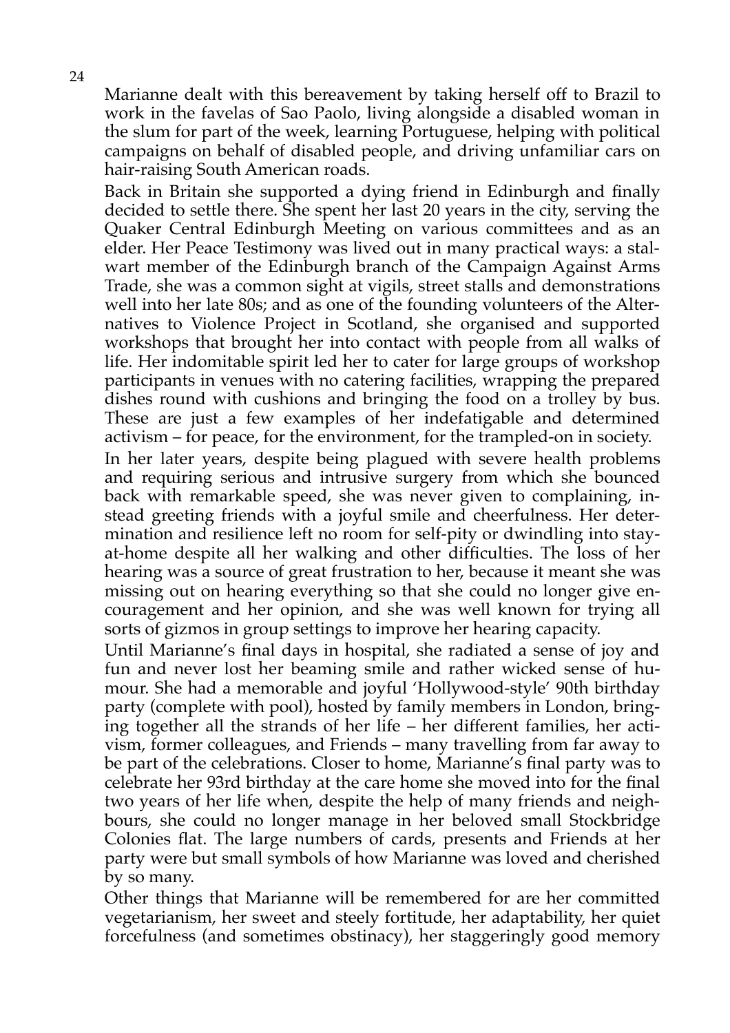Marianne dealt with this bereavement by taking herself off to Brazil to work in the favelas of Sao Paolo, living alongside a disabled woman in the slum for part of the week, learning Portuguese, helping with political campaigns on behalf of disabled people, and driving unfamiliar cars on hair-raising South American roads.

Back in Britain she supported a dying friend in Edinburgh and finally decided to settle there. She spent her last 20 years in the city, serving the Quaker Central Edinburgh Meeting on various committees and as an elder. Her Peace Testimony was lived out in many practical ways: a stalwart member of the Edinburgh branch of the Campaign Against Arms Trade, she was a common sight at vigils, street stalls and demonstrations well into her late 80s; and as one of the founding volunteers of the Alternatives to Violence Project in Scotland, she organised and supported workshops that brought her into contact with people from all walks of life. Her indomitable spirit led her to cater for large groups of workshop participants in venues with no catering facilities, wrapping the prepared dishes round with cushions and bringing the food on a trolley by bus. These are just a few examples of her indefatigable and determined activism – for peace, for the environment, for the trampled-on in society.

In her later years, despite being plagued with severe health problems and requiring serious and intrusive surgery from which she bounced back with remarkable speed, she was never given to complaining, instead greeting friends with a joyful smile and cheerfulness. Her determination and resilience left no room for self-pity or dwindling into stay-at-home despite all her walking and other difficulties. The loss of her hearing was a source of great frustration to her, because it meant she was missing out on hearing everything so that she could no longer give encouragement and her opinion, and she was well known for trying all sorts of gizmos in group settings to improve her hearing capacity.

Until Marianne's final days in hospital, she radiated a sense of joy and fun and never lost her beaming smile and rather wicked sense of humour. She had a memorable and joyful 'Hollywood-style' 90th birthday party (complete with pool), hosted by family members in London, bringing together all the strands of her life – her different families, her activism, former colleagues, and Friends – many travelling from far away to be part of the celebrations. Closer to home, Marianne's final party was to celebrate her 93rd birthday at the care home she moved into for the final two years of her life when, despite the help of many friends and neighbours, she could no longer manage in her beloved small Stockbridge Colonies flat. The large numbers of cards, presents and Friends at her party were but small symbols of how Marianne was loved and cherished by so many.

Other things that Marianne will be remembered for are her committed vegetarianism, her sweet and steely fortitude, her adaptability, her quiet forcefulness (and sometimes obstinacy), her staggeringly good memory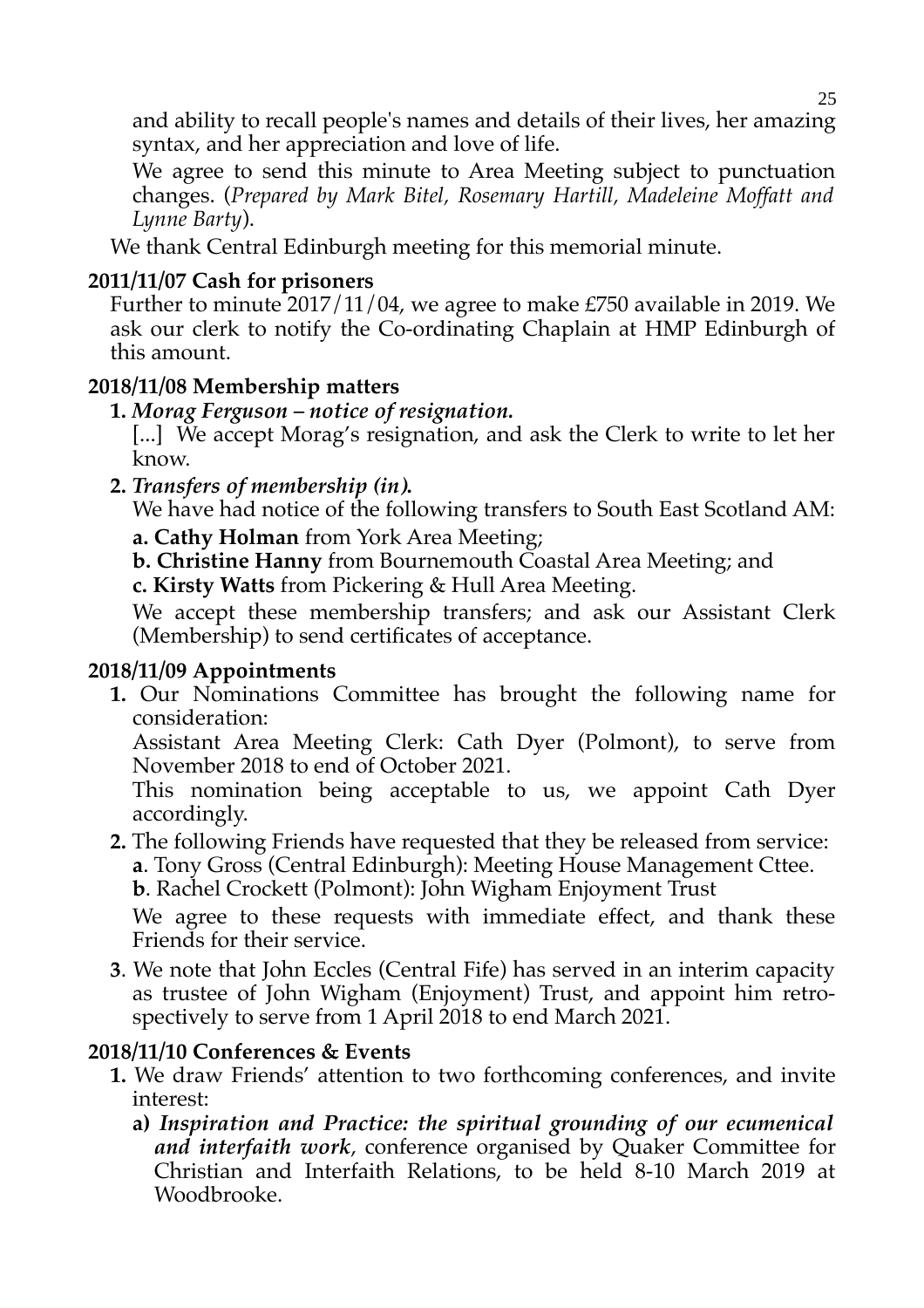and ability to recall people's names and details of their lives, her amazing syntax, and her appreciation and love of life.

We agree to send this minute to Area Meeting subject to punctuation changes. (*Prepared by Mark Bitel, Rosemary Hartill, Madeleine Moffatt and Lynne Barty*).

We thank Central Edinburgh meeting for this memorial minute.

**2011/11/07 Cash for prisoners**

Further to minute 2017/11/04, we agree to make £750 available in 2019. We ask our clerk to notify the Co-ordinating Chaplain at HMP Edinburgh of this amount.

**2018/11/08 Membership matters**

**1.** ***Morag Ferguson – notice of resignation.***

[...] We accept Morag's resignation, and ask the Clerk to write to let her know.

**2.** ***Transfers of membership (in).***

We have had notice of the following transfers to South East Scotland AM:

**a. Cathy Holman** from York Area Meeting;

**b. Christine Hanny** from Bournemouth Coastal Area Meeting; and

**c. Kirsty Watts** from Pickering & Hull Area Meeting.

We accept these membership transfers; and ask our Assistant Clerk (Membership) to send certificates of acceptance.

**2018/11/09 Appointments**

**1.** Our Nominations Committee has brought the following name for consideration:

Assistant Area Meeting Clerk: Cath Dyer (Polmont), to serve from November 2018 to end of October 2021.

This nomination being acceptable to us, we appoint Cath Dyer accordingly.

**2.** The following Friends have requested that they be released from service:

**a**. Tony Gross (Central Edinburgh): Meeting House Management Cttee.

**b**. Rachel Crockett (Polmont): John Wigham Enjoyment Trust

We agree to these requests with immediate effect, and thank these Friends for their service.

**3**. We note that John Eccles (Central Fife) has served in an interim capacity as trustee of John Wigham (Enjoyment) Trust, and appoint him retrospectively to serve from 1 April 2018 to end March 2021.

**2018/11/10 Conferences & Events**

**1.** We draw Friends' attention to two forthcoming conferences, and invite interest:

**a)** ***Inspiration and Practice: the spiritual grounding of our ecumenical and interfaith work***, conference organised by Quaker Committee for Christian and Interfaith Relations, to be held 8-10 March 2019 at Woodbrooke.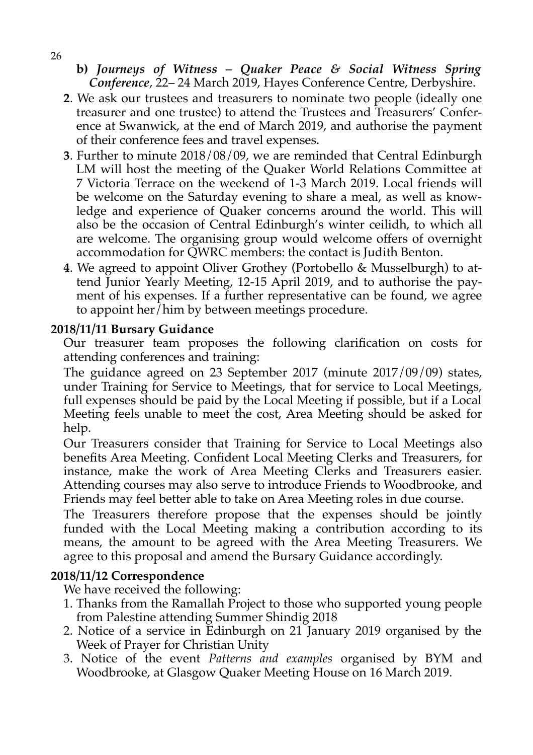**b)** ***Journeys of Witness – Quaker Peace & Social Witness Spring Conference***, 22– 24 March 2019, Hayes Conference Centre, Derbyshire.

**2**. We ask our trustees and treasurers to nominate two people (ideally one treasurer and one trustee) to attend the Trustees and Treasurers' Conference at Swanwick, at the end of March 2019, and authorise the payment of their conference fees and travel expenses.

**3**. Further to minute 2018/08/09, we are reminded that Central Edinburgh LM will host the meeting of the Quaker World Relations Committee at 7 Victoria Terrace on the weekend of 1-3 March 2019. Local friends will be welcome on the Saturday evening to share a meal, as well as knowledge and experience of Quaker concerns around the world. This will also be the occasion of Central Edinburgh's winter ceilidh, to which all are welcome. The organising group would welcome offers of overnight accommodation for QWRC members: the contact is Judith Benton.

**4**. We agreed to appoint Oliver Grothey (Portobello & Musselburgh) to attend Junior Yearly Meeting, 12-15 April 2019, and to authorise the payment of his expenses. If a further representative can be found, we agree to appoint her/him by between meetings procedure.

**2018/11/11 Bursary Guidance**

Our treasurer team proposes the following clarification on costs for attending conferences and training:

The guidance agreed on 23 September 2017 (minute 2017/09/09) states, under Training for Service to Meetings, that for service to Local Meetings, full expenses should be paid by the Local Meeting if possible, but if a Local Meeting feels unable to meet the cost, Area Meeting should be asked for help.

Our Treasurers consider that Training for Service to Local Meetings also benefits Area Meeting. Confident Local Meeting Clerks and Treasurers, for instance, make the work of Area Meeting Clerks and Treasurers easier. Attending courses may also serve to introduce Friends to Woodbrooke, and Friends may feel better able to take on Area Meeting roles in due course.

The Treasurers therefore propose that the expenses should be jointly funded with the Local Meeting making a contribution according to its means, the amount to be agreed with the Area Meeting Treasurers. We agree to this proposal and amend the Bursary Guidance accordingly.

**2018/11/12 Correspondence**

We have received the following:

1. Thanks from the Ramallah Project to those who supported young people from Palestine attending Summer Shindig 2018
2. Notice of a service in Edinburgh on 21 January 2019 organised by the Week of Prayer for Christian Unity
3. Notice of the event *Patterns and examples* organised by BYM and Woodbrooke, at Glasgow Quaker Meeting House on 16 March 2019.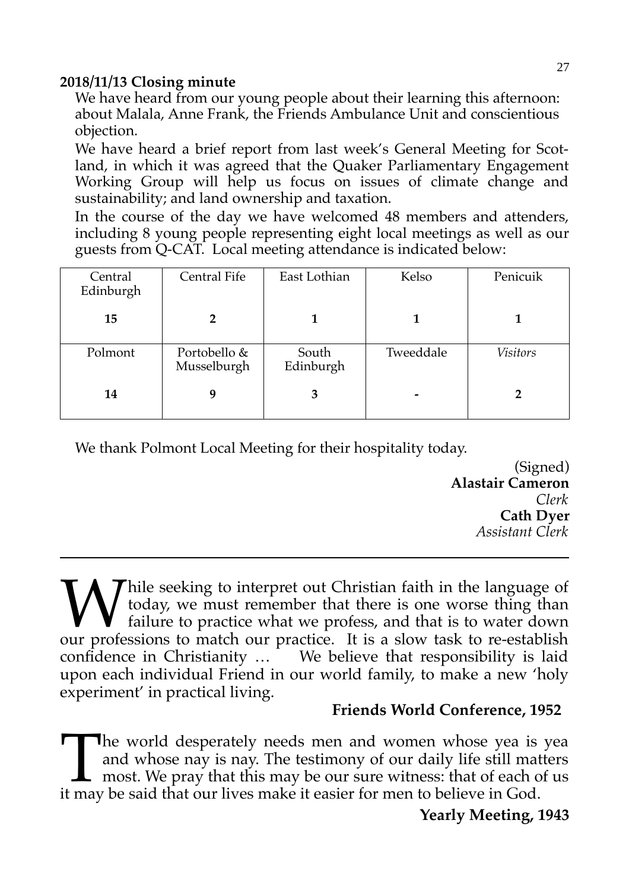**2018/11/13 Closing minute**

We have heard from our young people about their learning this afternoon: about Malala, Anne Frank, the Friends Ambulance Unit and conscientious objection.

We have heard a brief report from last week's General Meeting for Scotland, in which it was agreed that the Quaker Parliamentary Engagement Working Group will help us focus on issues of climate change and sustainability; and land ownership and taxation.

In the course of the day we have welcomed 48 members and attenders, including 8 young people representing eight local meetings as well as our guests from Q-CAT. Local meeting attendance is indicated below:

| Central Edinburgh | Central Fife | East Lothian | Kelso | Penicuik |
|---|---|---|---|---|
| **15** | **2** | **1** | **1** | **1** |
| Polmont | Portobello & Musselburgh | South Edinburgh | Tweeddale | *Visitors* |
| **14** | **9** | **3** | **-** | **2** |

We thank Polmont Local Meeting for their hospitality today.

(Signed)
**Alastair Cameron**
*Clerk*
**Cath Dyer**
*Assistant Clerk*

---

While seeking to interpret out Christian faith in the language of today, we must remember that there is one worse thing than failure to practice what we profess, and that is to water down our professions to match our practice. It is a slow task to re-establish confidence in Christianity … We believe that responsibility is laid upon each individual Friend in our world family, to make a new 'holy experiment' in practical living.

**Friends World Conference, 1952**

The world desperately needs men and women whose yea is yea and whose nay is nay. The testimony of our daily life still matters most. We pray that this may be our sure witness: that of each of us it may be said that our lives make it easier for men to believe in God.

**Yearly Meeting, 1943**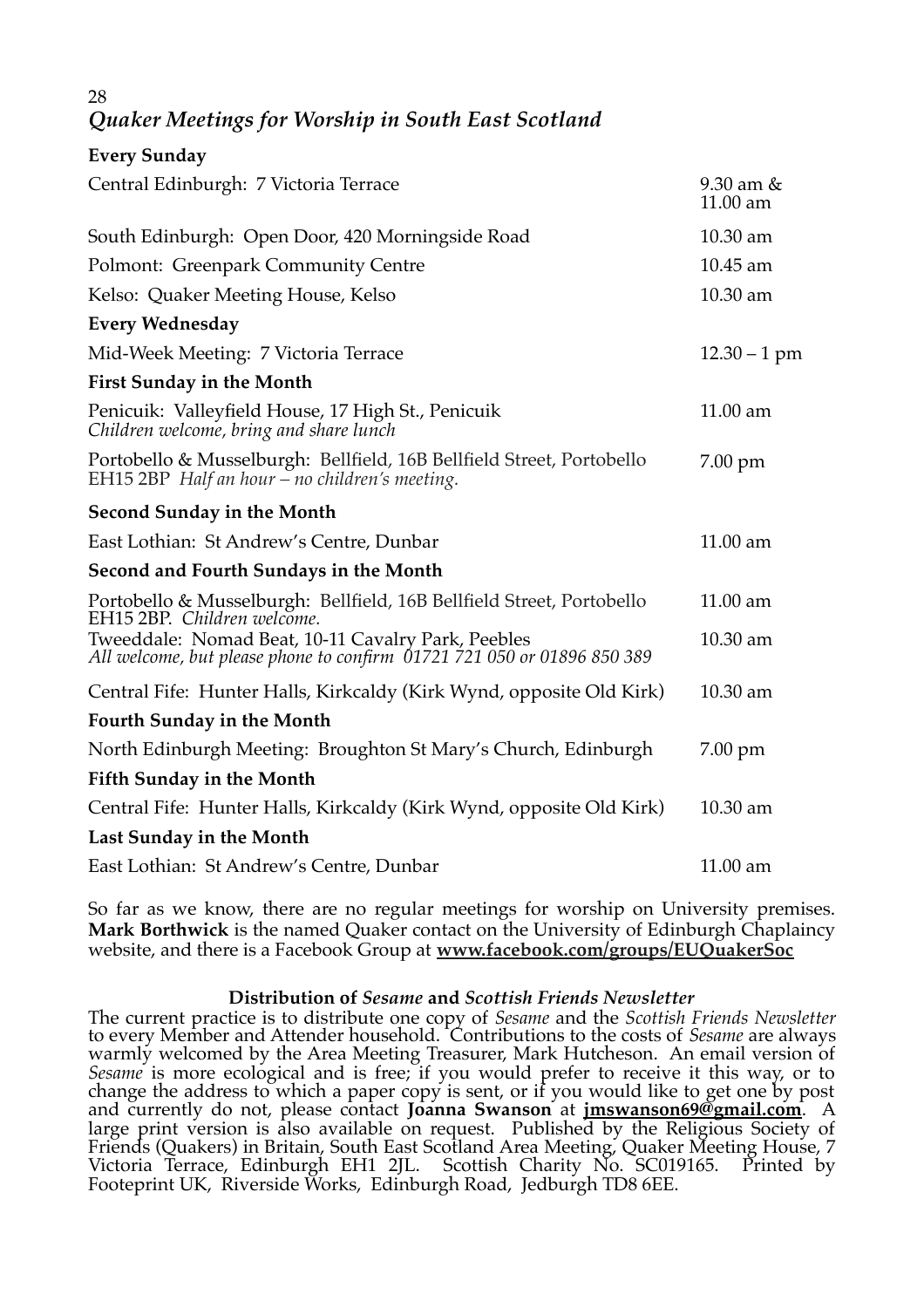## *Quaker Meetings for Worship in South East Scotland*

| | |
|---|---|
| **Every Sunday** | |
| Central Edinburgh: 7 Victoria Terrace | 9.30 am & 11.00 am |
| South Edinburgh: Open Door, 420 Morningside Road | 10.30 am |
| Polmont: Greenpark Community Centre | 10.45 am |
| Kelso: Quaker Meeting House, Kelso | 10.30 am |
| **Every Wednesday** | |
| Mid-Week Meeting: 7 Victoria Terrace | 12.30 – 1 pm |
| **First Sunday in the Month** | |
| Penicuik: Valleyfield House, 17 High St., Penicuik *Children welcome, bring and share lunch* | 11.00 am |
| Portobello & Musselburgh: Bellfield, 16B Bellfield Street, Portobello EH15 2BP *Half an hour – no children's meeting.* | 7.00 pm |
| **Second Sunday in the Month** | |
| East Lothian: St Andrew's Centre, Dunbar | 11.00 am |
| **Second and Fourth Sundays in the Month** | |
| Portobello & Musselburgh: Bellfield, 16B Bellfield Street, Portobello EH15 2BP. *Children welcome.* | 11.00 am |
| Tweeddale: Nomad Beat, 10-11 Cavalry Park, Peebles *All welcome, but please phone to confirm 01721 721 050 or 01896 850 389* | 10.30 am |
| Central Fife: Hunter Halls, Kirkcaldy (Kirk Wynd, opposite Old Kirk) | 10.30 am |
| **Fourth Sunday in the Month** | |
| North Edinburgh Meeting: Broughton St Mary's Church, Edinburgh | 7.00 pm |
| **Fifth Sunday in the Month** | |
| Central Fife: Hunter Halls, Kirkcaldy (Kirk Wynd, opposite Old Kirk) | 10.30 am |
| **Last Sunday in the Month** | |
| East Lothian: St Andrew's Centre, Dunbar | 11.00 am |

So far as we know, there are no regular meetings for worship on University premises. **Mark Borthwick** is the named Quaker contact on the University of Edinburgh Chaplaincy website, and there is a Facebook Group at **www.facebook.com/groups/EUQuakerSoc**

### Distribution of *Sesame* and *Scottish Friends Newsletter*

The current practice is to distribute one copy of *Sesame* and the *Scottish Friends Newsletter* to every Member and Attender household. Contributions to the costs of *Sesame* are always warmly welcomed by the Area Meeting Treasurer, Mark Hutcheson. An email version of *Sesame* is more ecological and is free; if you would prefer to receive it this way, or to change the address to which a paper copy is sent, or if you would like to get one by post and currently do not, please contact **Joanna Swanson** at **jmswanson69@gmail.com**. A large print version is also available on request. Published by the Religious Society of Friends (Quakers) in Britain, South East Scotland Area Meeting, Quaker Meeting House, 7 Victoria Terrace, Edinburgh EH1 2JL. Scottish Charity No. SC019165. Printed by Footeprint UK, Riverside Works, Edinburgh Road, Jedburgh TD8 6EE.